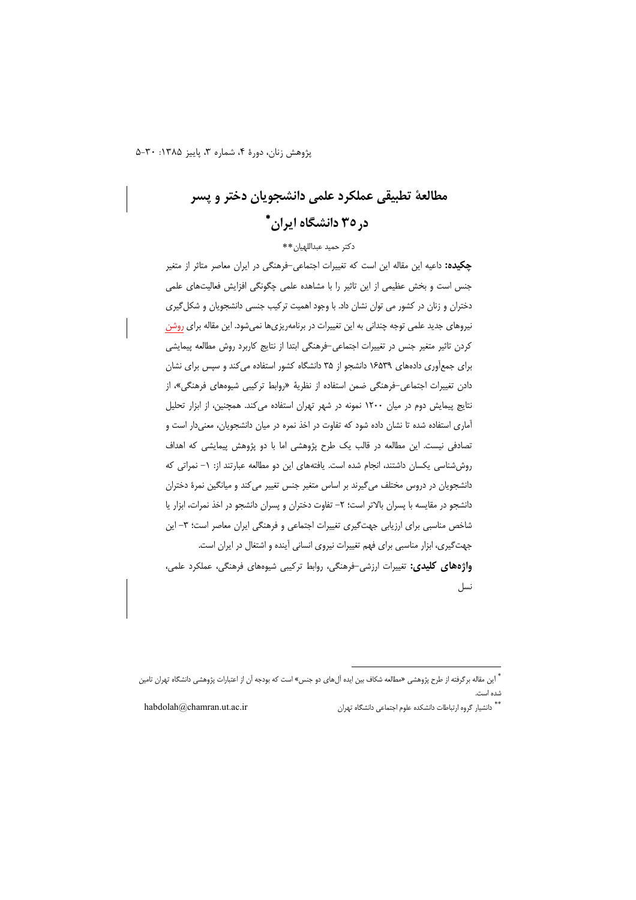# مطالعهٔ تطبیقی عملکرد علمی دانشجویان دختر و پسر در ۳۵ دانشگاه ایران*

دکتر حمید عبداللهیان**

**چکیده:** داعیه این مقاله این است که تغییرات اجتماعی–فرهنگی در ایران معاصر متاثر از متغیر جنس است و بخش عظیمی از این تاثیر را با مشاهده علمی چگونگی افزایش فعالیت‌های علمی دختران و زنان در کشور می توان نشان داد. با وجود اهمیت ترکیب جنسی دانشجویان و شکل‌گیری نیروهای جدید علمی توجه چندانی به این تغییرات در برنامه‌ریزی‌ها نمی‌شود. این مقاله برای روشن کردن تاثیر متغیر جنس در تغییرات اجتماعی–فرهنگی ابتدا از نتایج کاربرد روش مطالعه پیمایشی برای جمع‌آوری داده‌های ۱۶۵۳۹ دانشجو از ۳۵ دانشگاه کشور استفاده می‌کند و سپس برای نشان دادن تغییرات اجتماعی–فرهنگی ضمن استفاده از نظریهٔ «روابط ترکیبی شیوه‌های فرهنگی»، از نتایج پیمایش دوم در میان ۱۲۰۰ نمونه در شهر تهران استفاده می‌کند. همچنین، از ابزار تحلیل آماری استفاده شده تا نشان داده شود که تفاوت در اخذ نمره در میان دانشجویان، معنی‌دار است و تصادفی نیست. این مطالعه در قالب یک طرح پژوهشی اما با دو پژوهش پیمایشی که اهداف روش‌شناسی یکسان داشتند، انجام شده است. یافته‌های این دو مطالعه عبارتند از: ۱– نمراتی که دانشجویان در دروس مختلف می‌گیرند بر اساس متغیر جنس تغییر می‌کند و میانگین نمرهٔ دختران دانشجو در مقایسه با پسران بالاتر است؛ ۲– تفاوت دختران و پسران دانشجو در اخذ نمرات، ابزار یا شاخص مناسبی برای ارزیابی جهت‌گیری تغییرات اجتماعی و فرهنگی ایران معاصر است؛ ۳– این جهت‌گیری، ابزار مناسبی برای فهم تغییرات نیروی انسانی آینده و اشتغال در ایران است.

**واژه‌های کلیدی:** تغییرات ارزشی–فرهنگی، روابط ترکیبی شیوه‌های فرهنگی، عملکرد علمی، نسل

---

* این مقاله برگرفته از طرح پژوهشی «مطالعه شکاف بین ایده آل‌های دو جنس» است که بودجه آن از اعتبارات پژوهشی دانشگاه تهران تامین شده است.

** دانشیار گروه ارتباطات دانشکده علوم اجتماعی دانشگاه تهران — habdolah@chamran.ut.ac.ir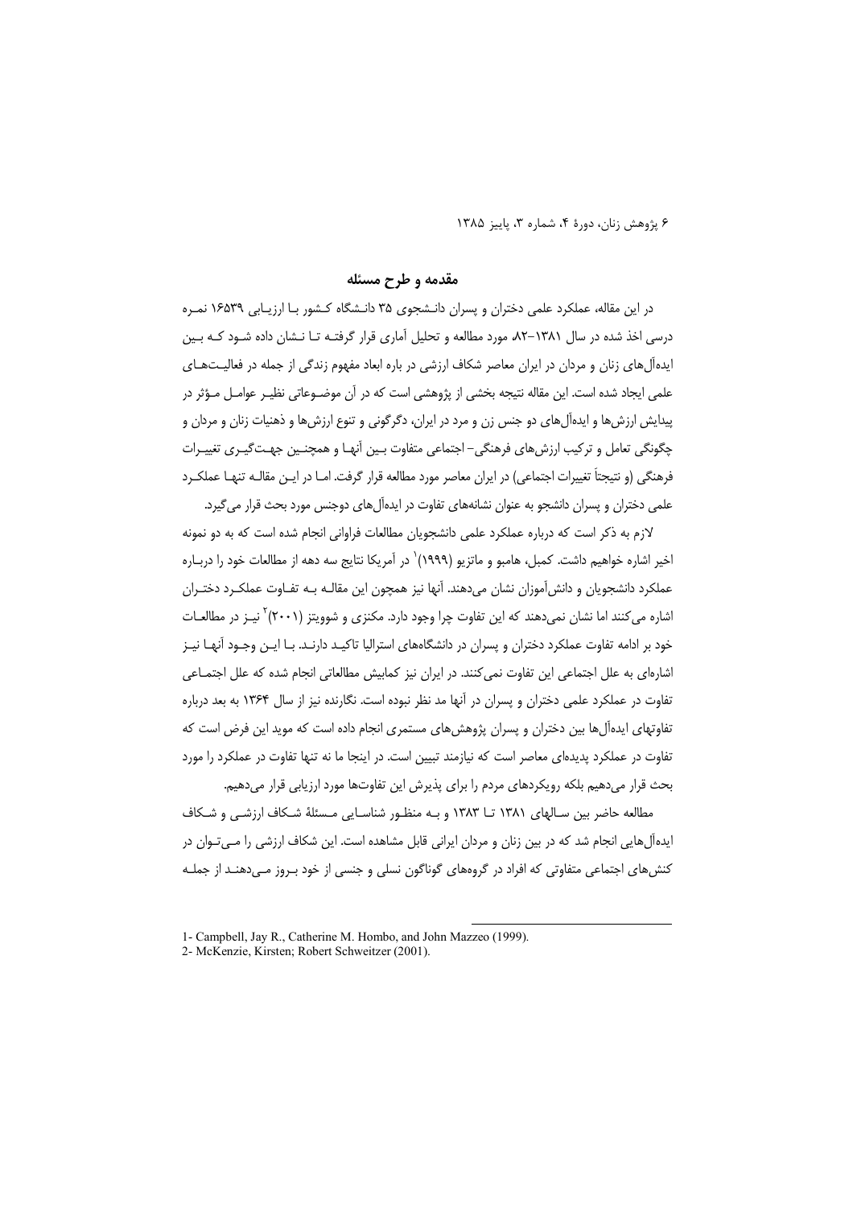## مقدمه و طرح مسئله

در این مقاله، عملکرد علمی دختران و پسران دانـشجوی ۳۵ دانـشگاه کـشور بـا ارزیـابی ۱۶۵۳۹ نمـره درسی اخذ شده در سال ۱۳۸۱-۸۲، مورد مطالعه و تحلیل آماری قرار گرفتـه تـا نـشان داده شـود کـه بـین ایده‌آل‌های زنان و مردان در ایران معاصر شکاف ارزشی در باره ابعاد مفهوم زندگی از جمله در فعالیـت‌هـای علمی ایجاد شده است. این مقاله نتیجه بخشی از پژوهشی است که در آن موضـوعاتی نظیـر عوامـل مـؤثر در پیدایش ارزش‌ها و ایده‌آل‌های دو جنس زن و مرد در ایران، دگرگونی و تنوع ارزش‌ها و ذهنیات زنان و مردان و چگونگی تعامل و ترکیب ارزش‌های فرهنگی- اجتماعی متفاوت بـین آنهـا و همچنـین جهـت‌گیـری تغییـرات فرهنگی (و نتیجتاً تغییرات اجتماعی) در ایران معاصر مورد مطالعه قرار گرفت. امـا در ایـن مقالـه تنهـا عملکـرد علمی دختران و پسران دانشجو به عنوان نشانه‌های تفاوت در ایده‌آل‌های دوجنس مورد بحث قرار می‌گیرد.

لازم به ذکر است که درباره عملکرد علمی دانشجویان مطالعات فراوانی انجام شده است که به دو نمونه اخیر اشاره خواهیم داشت. کمبل، هامبو و ماتزیو (۱۹۹۹)[1] در آمریکا نتایج سه دهه از مطالعات خود را دربـاره عملکرد دانشجویان و دانش‌آموزان نشان می‌دهند. آنها نیز همچون این مقالـه بـه تفـاوت عملکـرد دختـران اشاره می‌کنند اما نشان نمی‌دهند که این تفاوت چرا وجود دارد. مکنزی و شوویتز (۲۰۰۱)[2] نیـز در مطالعـات خود بر ادامه تفاوت عملکرد دختران و پسران در دانشگاه‌های استرالیا تاکیـد دارنـد. بـا ایـن وجـود آنهـا نیـز اشاره‌ای به علل اجتماعی این تفاوت نمی‌کنند. در ایران نیز کمابیش مطالعاتی انجام شده که علل اجتمـاعی تفاوت در عملکرد علمی دختران و پسران در آنها مد نظر نبوده است. نگارنده نیز از سال ۱۳۶۴ به بعد درباره تفاوتهای ایده‌آل‌ها بین دختران و پسران پژوهش‌های مستمری انجام داده است که موید این فرض است که تفاوت در عملکرد پدیده‌ای معاصر است که نیازمند تبیین است. در اینجا ما نه تنها تفاوت در عملکرد را مورد بحث قرار می‌دهیم بلکه رویکردهای مردم را برای پذیرش این تفاوت‌ها مورد ارزیابی قرار می‌دهیم.

مطالعه حاضر بین سـالهای ۱۳۸۱ تـا ۱۳۸۳ و بـه منظـور شناسـایی مـسئلهٔ شـکاف ارزشـی و شـکاف ایده‌آل‌هایی انجام شد که در بین زنان و مردان ایرانی قابل مشاهده است. این شکاف ارزشی را مـی‌تـوان در کنش‌های اجتماعی متفاوتی که افراد در گروه‌های گوناگون نسلی و جنسی از خود بـروز مـی‌دهنـد از جملـه

---

1- Campbell, Jay R., Catherine M. Hombo, and John Mazzeo (1999).

2- McKenzie, Kirsten; Robert Schweitzer (2001).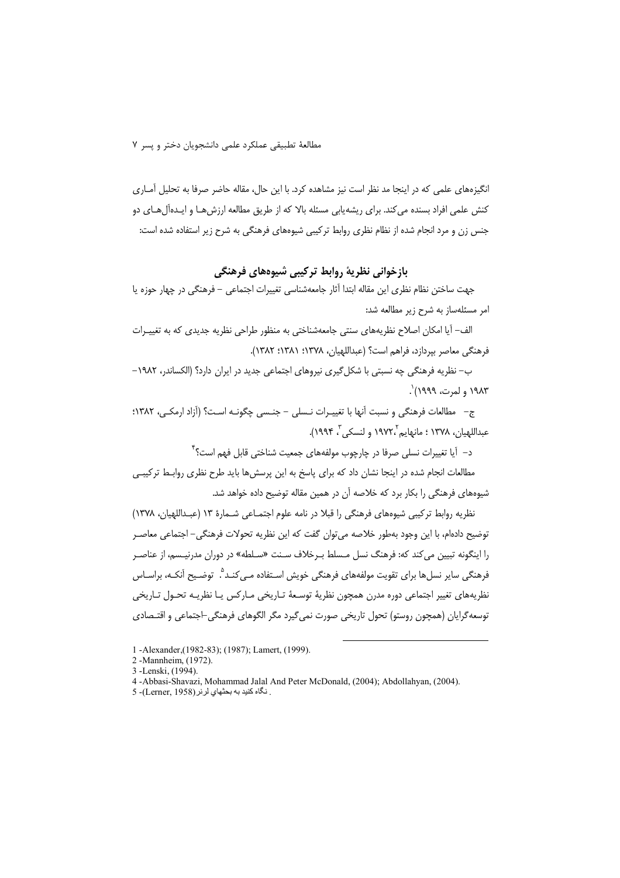انگیزه‌های علمی که در اینجا مد نظر است نیز مشاهده کرد. با این حال، مقاله حاضر صرفا به تحلیل آماری کنش علمی افراد بسنده می‌کند. برای ریشه‌یابی مسئله بالا که از طریق مطالعه ارزش‌ها و ایده‌آل‌های دو جنس زن و مرد انجام شده از نظام نظری روابط ترکیبی شیوه‌های فرهنگی به شرح زیر استفاده شده است:

## بازخوانی نظریهٔ روابط ترکیبی شیوه‌های فرهنگی

جهت ساختن نظام نظری این مقاله ابتدا آثار جامعه‌شناسی تغییرات اجتماعی – فرهنگی در چهار حوزه یا امر مسئله‌ساز به شرح زیر مطالعه شد:

الف– آیا امکان اصلاح نظریه‌های سنتی جامعه‌شناختی به منظور طراحی نظریه جدیدی که به تغییرات فرهنگی معاصر بپردازد، فراهم است؟ (عبداللهیان، ۱۳۷۸؛ ۱۳۸۱؛ ۱۳۸۲).

ب– نظریه فرهنگی چه نسبتی با شکل‌گیری نیروهای اجتماعی جدید در ایران دارد؟ (الکساندر، ۱۹۸۲–۱۹۸۳ و لمرت، ۱۹۹۹)[1].

ج– مطالعات فرهنگی و نسبت آنها با تغییرات نسلی – جنسی چگونه است؟ (آزاد ارمکی، ۱۳۸۲؛ عبداللهیان، ۱۳۷۸ ؛ مانهایم[2]، ۱۹۷۲ و لنسکی[3]، ۱۹۹۴).

د– آیا تغییرات نسلی صرفا در چارچوب مولفه‌های جمعیت شناختی قابل فهم است؟[4]

مطالعات انجام شده در اینجا نشان داد که برای پاسخ به این پرسش‌ها باید طرح نظری روابط ترکیبی شیوه‌های فرهنگی را بکار برد که خلاصه آن در همین مقاله توضیح داده خواهد شد.

نظریه روابط ترکیبی شیوه‌های فرهنگی را قبلا در نامه علوم اجتماعی شمارهٔ ۱۳ (عبداللهیان، ۱۳۷۸) توضیح داده‌ام، با این وجود به‌طور خلاصه می‌توان گفت که این نظریه تحولات فرهنگی– اجتماعی معاصر را اینگونه تبیین می‌کند که: فرهنگ نسل مسلط برخلاف سنت «سلطه» در دوران مدرنیسم، از عناصر فرهنگی سایر نسل‌ها برای تقویت مولفه‌های فرهنگی خویش استفاده می‌کند[5]. توضیح آنکه، براساس نظریه‌های تغییر اجتماعی دوره مدرن همچون نظریهٔ توسعهٔ تاریخی مارکس یا نظریه تحول تاریخی توسعه‌گرایان (همچون روستو) تحول تاریخی صورت نمی‌گیرد مگر الگوهای فرهنگی–اجتماعی و اقتصادی

---

1 -Alexander,(1982-83); (1987); Lamert, (1999).

2 -Mannheim, (1972).

3 -Lenski, (1994).

4 -Abbasi-Shavazi, Mohammad Jalal And Peter McDonald, (2004); Abdollahyan, (2004).

5 -(Lerner, 1958) نگاه کنید به بحثهاي لرنر.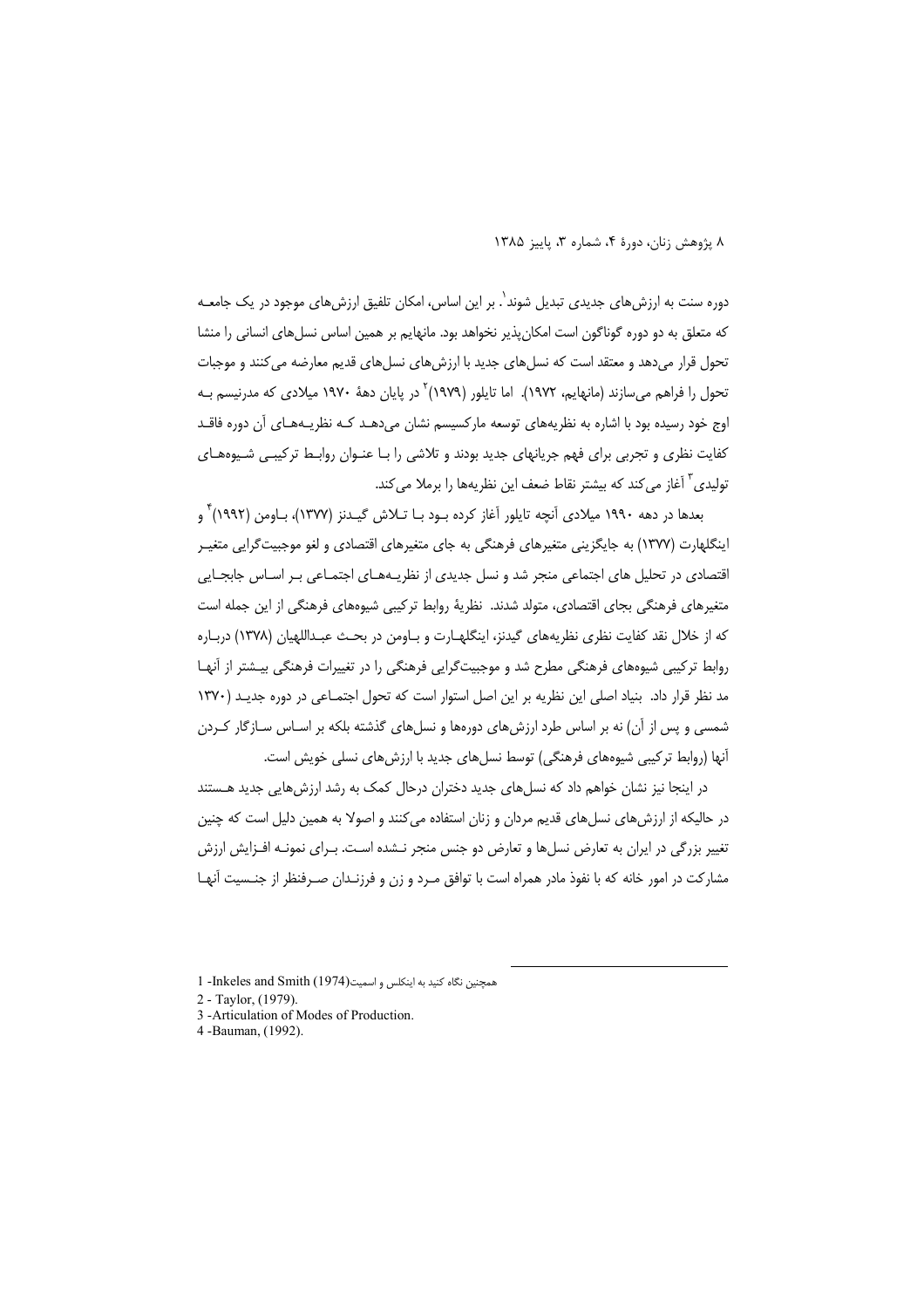دوره سنت به ارزش‌های جدیدی تبدیل شوند[1]. بر این اساس، امکان تلفیق ارزش‌های موجود در یک جامعه که متعلق به دو دوره گوناگون است امکان‌پذیر نخواهد بود. مانهایم بر همین اساس نسل‌های انسانی را منشا تحول قرار می‌دهد و معتقد است که نسل‌های جدید با ارزش‌های نسل‌های قدیم معارضه می‌کنند و موجبات تحول را فراهم می‌سازند (مانهایم، ۱۹۷۲). اما تایلور (۱۹۷۹)[2] در پایان دههٔ ۱۹۷۰ میلادی که مدرنیسم به اوج خود رسیده بود با اشاره به نظریه‌های توسعه مارکسیسم نشان می‌دهد که نظریه‌های آن دوره فاقد کفایت نظری و تجربی برای فهم جریانهای جدید بودند و تلاشی را با عنوان روابط ترکیبی شیوه‌های تولیدی[3] آغاز می‌کند که بیشتر نقاط ضعف این نظریه‌ها را برملا می‌کند.

بعدها در دهه ۱۹۹۰ میلادی آنچه تایلور آغاز کرده بود با تلاش گیدنز (۱۳۷۷)، باومن (۱۹۹۲)[4] و اینگلهارت (۱۳۷۷) به جایگزینی متغیرهای فرهنگی به جای متغیرهای اقتصادی و لغو موجبیت‌گرایی متغیر اقتصادی در تحلیل های اجتماعی منجر شد و نسل جدیدی از نظریه‌های اجتماعی بر اساس جابجایی متغیرهای فرهنگی بجای اقتصادی، متولد شدند. نظریهٔ روابط ترکیبی شیوه‌های فرهنگی از این جمله است که از خلال نقد کفایت نظری نظریه‌های گیدنز، اینگلهارت و باومن در بحث عبداللهیان (۱۳۷۸) درباره روابط ترکیبی شیوه‌های فرهنگی مطرح شد و موجبیت‌گرایی فرهنگی را در تغییرات فرهنگی بیشتر از آنها مد نظر قرار داد. بنیاد اصلی این نظریه بر این اصل استوار است که تحول اجتماعی در دوره جدید (۱۳۷۰ شمسی و پس از آن) نه بر اساس طرد ارزش‌های دوره‌ها و نسل‌های گذشته بلکه بر اساس سازگار کردن آنها (روابط ترکیبی شیوه‌های فرهنگی) توسط نسل‌های جدید با ارزش‌های نسلی خویش است.

در اینجا نیز نشان خواهم داد که نسل‌های جدید دختران درحال کمک به رشد ارزش‌هایی جدید هستند در حالیکه از ارزش‌های نسل‌های قدیم مردان و زنان استفاده می‌کنند و اصولا به همین دلیل است که چنین تغییر بزرگی در ایران به تعارض نسل‌ها و تعارض دو جنس منجر نشده است. برای نمونه افزایش ارزش مشارکت در امور خانه که با نفوذ مادر همراه است با توافق مرد و زن و فرزندان صرفنظر از جنسیت آنها

---

[1] -Inkeles and Smith (1974) همچنین نگاه کنید به اینکلس و اسمیت

[2] - Taylor, (1979).

[3] -Articulation of Modes of Production.

[4] -Bauman, (1992).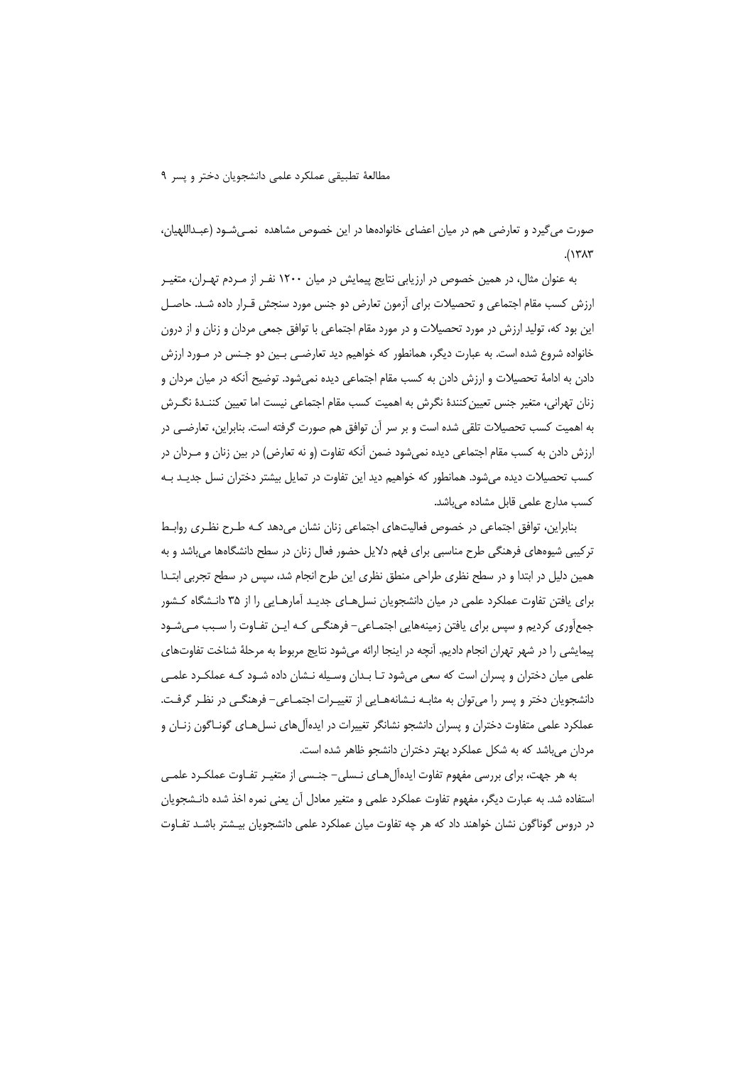صورت می‌گیرد و تعارضی هم در میان اعضای خانواده‌ها در این خصوص مشاهده نمی‌شود (عبداللهیان، ۱۳۸۳).

به عنوان مثال، در همین خصوص در ارزیابی نتایج پیمایش در میان ۱۲۰۰ نفر از مردم تهران، متغیر ارزش کسب مقام اجتماعی و تحصیلات برای آزمون تعارض دو جنس مورد سنجش قرار داده شد. حاصل این بود که، تولید ارزش در مورد تحصیلات و در مورد مقام اجتماعی با توافق جمعی مردان و زنان و از درون خانواده شروع شده است. به عبارت دیگر، همانطور که خواهیم دید تعارضی بین دو جنس در مورد ارزش دادن به ادامهٔ تحصیلات و ارزش دادن به کسب مقام اجتماعی دیده نمی‌شود. توضیح آنکه در میان مردان و زنان تهرانی، متغیر جنس تعیین‌کنندهٔ نگرش به اهمیت کسب مقام اجتماعی نیست اما تعیین کنندهٔ نگرش به اهمیت کسب تحصیلات تلقی شده است و بر سر آن توافق هم صورت گرفته است. بنابراین، تعارضی در ارزش دادن به کسب مقام اجتماعی دیده نمی‌شود ضمن آنکه تفاوت (و نه تعارض) در بین زنان و مردان در کسب تحصیلات دیده می‌شود. همانطور که خواهیم دید این تفاوت در تمایل بیشتر دختران نسل جدید به کسب مدارج علمی قابل مشاده می‌باشد.

بنابراین، توافق اجتماعی در خصوص فعالیت‌های اجتماعی زنان نشان می‌دهد که طرح نظری روابط ترکیبی شیوه‌های فرهنگی طرح مناسبی برای فهم دلایل حضور فعال زنان در سطح دانشگاه‌ها می‌باشد و به همین دلیل در ابتدا و در سطح نظری طراحی منطق نظری این طرح انجام شد، سپس در سطح تجربی ابتدا برای یافتن تفاوت عملکرد علمی در میان دانشجویان نسل‌های جدید آمارهایی را از ۳۵ دانشگاه کشور جمع‌آوری کردیم و سپس برای یافتن زمینه‌هایی اجتماعی- فرهنگی که این تفاوت را سبب می‌شود پیمایشی را در شهر تهران انجام دادیم. آنچه در اینجا ارائه می‌شود نتایج مربوط به مرحلهٔ شناخت تفاوت‌های علمی میان دختران و پسران است که سعی می‌شود تا بدان وسیله نشان داده شود که عملکرد علمی دانشجویان دختر و پسر را می‌توان به مثابه نشانه‌هایی از تغییرات اجتماعی- فرهنگی در نظر گرفت. عملکرد علمی متفاوت دختران و پسران دانشجو نشانگر تغییرات در ایده‌آل‌های نسل‌های گوناگون زنان و مردان می‌باشد که به شکل عملکرد بهتر دختران دانشجو ظاهر شده است.

به هر جهت، برای بررسی مفهوم تفاوت ایده‌آل‌های نسلی- جنسی از متغیر تفاوت عملکرد علمی استفاده شد. به عبارت دیگر، مفهوم تفاوت عملکرد علمی و متغیر معادل آن یعنی نمره اخذ شده دانشجویان در دروس گوناگون نشان خواهند داد که هر چه تفاوت میان عملکرد علمی دانشجویان بیشتر باشد تفاوت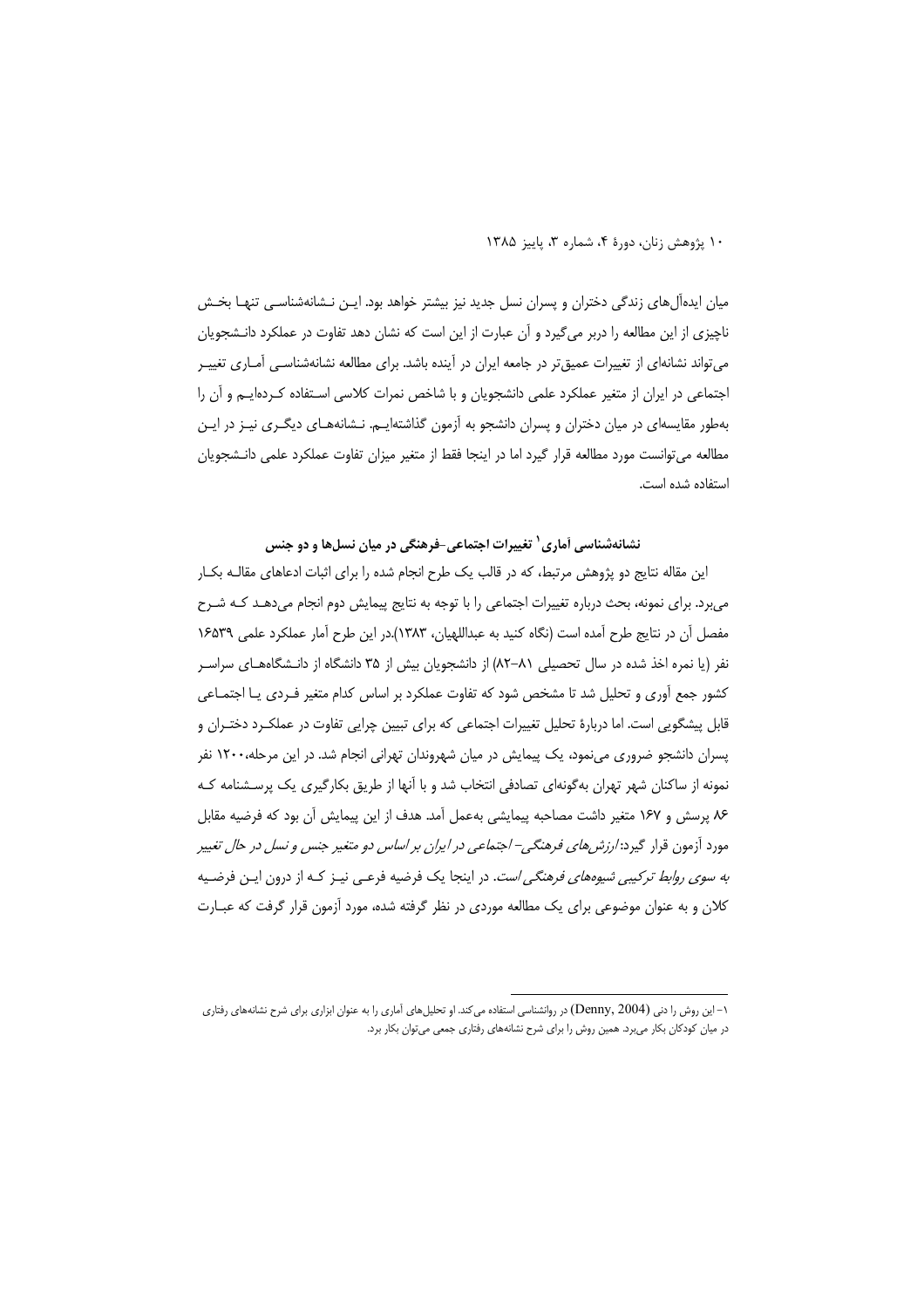میان ایده‌آل‌های زندگی دختران و پسران نسل جدید نیز بیشتر خواهد بود. ایـن نـشانه‌شناسـی تنهـا بخـش ناچیزی از این مطالعه را دربر می‌گیرد و آن عبارت از این است که نشان دهد تفاوت در عملکرد دانـشجویان می‌تواند نشانه‌ای از تغییرات عمیق‌تر در جامعه ایران در آینده باشد. برای مطالعه نشانه‌شناسـی آمـاری تغییـر اجتماعی در ایران از متغیر عملکرد علمی دانشجویان و با شاخص نمرات کلاسی اسـتفاده کـرده‌ایـم و آن را به‌طور مقایسه‌ای در میان دختران و پسران دانشجو به آزمون گذاشته‌ایـم. نـشانه‌هـای دیگـری نیـز در ایـن مطالعه می‌توانست مورد مطالعه قرار گیرد اما در اینجا فقط از متغیر میزان تفاوت عملکرد علمی دانـشجویان استفاده شده است.

## نشانه‌شناسی آماری[1] تغییرات اجتماعی-فرهنگی در میان نسل‌ها و دو جنس

این مقاله نتایج دو پژوهش مرتبط، که در قالب یک طرح انجام شده را برای اثبات ادعاهای مقالـه بکـار می‌برد. برای نمونه، بحث درباره تغییرات اجتماعی را با توجه به نتایج پیمایش دوم انجام می‌دهـد کـه شـرح مفصل آن در نتایج طرح آمده است (نگاه کنید به عبداللهیان، ۱۳۸۳).در این طرح آمار عملکرد علمی ۱۶۵۳۹ نفر (یا نمره اخذ شده در سال تحصیلی ۸۱-۸۲) از دانشجویان بیش از ۳۵ دانشگاه از دانـشگاه‌هـای سراسـر کشور جمع آوری و تحلیل شد تا مشخص شود که تفاوت عملکرد بر اساس کدام متغیر فـردی یـا اجتمـاعی قابل پیشگویی است. اما دربارهٔ تحلیل تغییرات اجتماعی که برای تبیین چرایی تفاوت در عملکـرد دختـران و پسران دانشجو ضروری می‌نمود، یک پیمایش در میان شهروندان تهرانی انجام شد. در این مرحله،۱۲۰۰ نفر نمونه از ساکنان شهر تهران به‌گونه‌ای تصادفی انتخاب شد و با آنها از طریق بکارگیری یک پرسـشنامه کـه ۸۶ پرسش و ۱۶۷ متغیر داشت مصاحبه پیمایشی به‌عمل آمد. هدف از این پیمایش آن بود که فرضیه مقابل مورد آزمون قرار گیرد: *ارزش‌های فرهنگی- اجتماعی در ایران بر اساس دو متغیر جنس و نسل در حال تغییر به سوی روابط ترکیبی شیوه‌های فرهنگی است*. در اینجا یک فرضیه فرعـی نیـز کـه از درون ایـن فرضـیه کلان و به عنوان موضوعی برای یک مطالعه موردی در نظر گرفته شده، مورد آزمون قرار گرفت که عبـارت

---

[1]- این روش را دنی (Denny, 2004) در روانشناسی استفاده می‌کند. او تحلیل‌های آماری را به عنوان ابزاری برای شرح نشانه‌های رفتاری در میان کودکان بکار می‌برد. همین روش را برای شرح نشانه‌های رفتاری جمعی می‌توان بکار برد.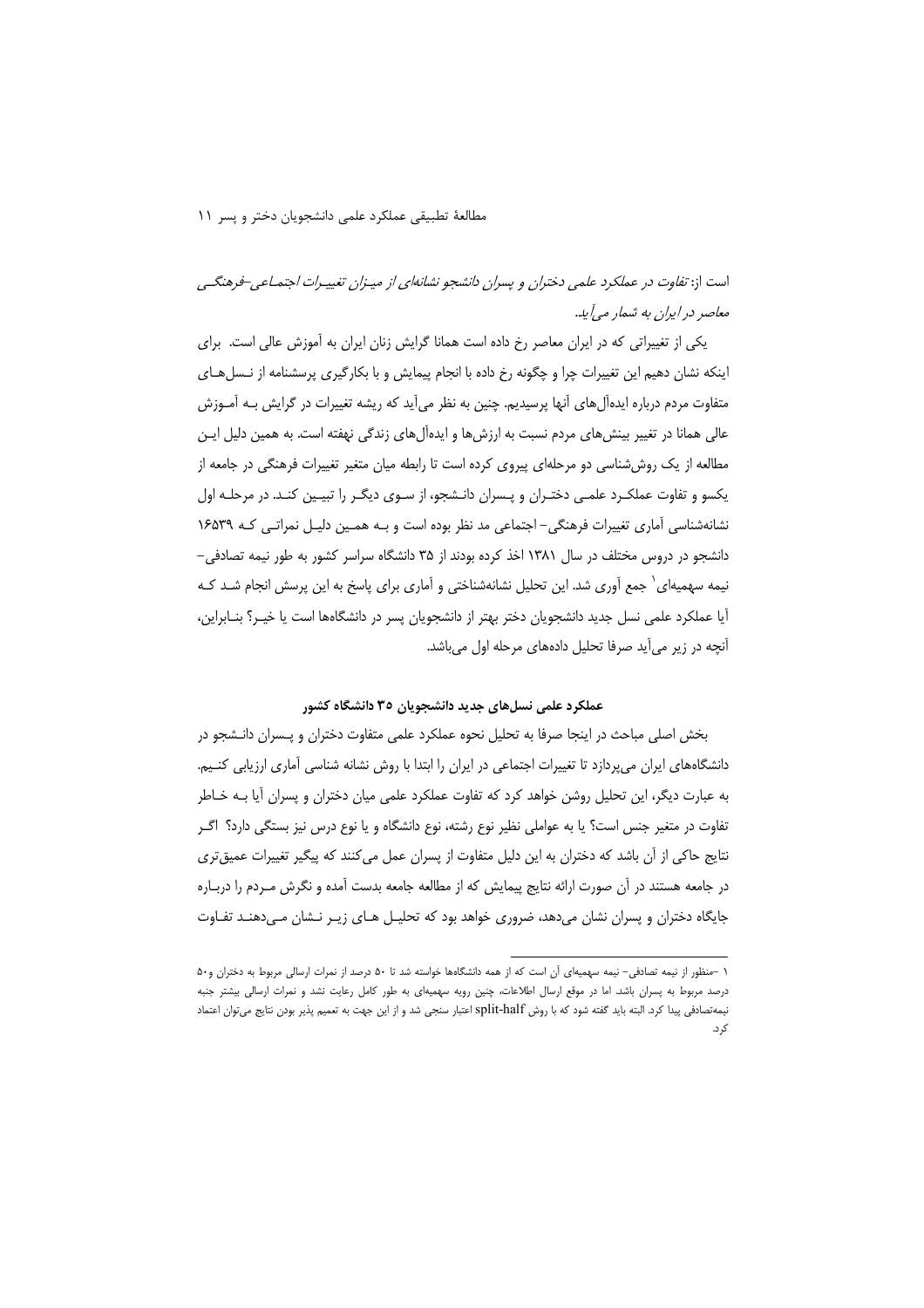است از: *تفاوت در عملکرد علمی دختران و پسران دانشجو نشانه‌ای از میزان تغییرات اجتماعی-فرهنگی معاصر در ایران به شمار می‌آید.*

یکی از تغییراتی که در ایران معاصر رخ داده است همانا گرایش زنان ایران به آموزش عالی است. برای اینکه نشان دهیم این تغییرات چرا و چگونه رخ داده با انجام پیمایش و با بکارگیری پرسشنامه از نسل‌های متفاوت مردم درباره ایده‌آل‌های آنها پرسیدیم. چنین به نظر می‌آید که ریشه تغییرات در گرایش به آموزش عالی همانا در تغییر بینش‌های مردم نسبت به ارزش‌ها و ایده‌آل‌های زندگی نهفته است. به همین دلیل این مطالعه از یک روش‌شناسی دو مرحله‌ای پیروی کرده است تا رابطه میان متغیر تغییرات فرهنگی در جامعه از یکسو و تفاوت عملکرد علمی دختران و پسران دانشجو، از سوی دیگر را تبیین کند. در مرحله اول نشانه‌شناسی آماری تغییرات فرهنگی- اجتماعی مد نظر بوده است و به همین دلیل نمراتی که ۱۶۵۳۹ دانشجو در دروس مختلف در سال ۱۳۸۱ اخذ کرده بودند از ۳۵ دانشگاه سراسر کشور به طور نیمه تصادفی- نیمه سهمیه‌ای[1] جمع آوری شد. این تحلیل نشانه‌شناختی و آماری برای پاسخ به این پرسش انجام شد که آیا عملکرد علمی نسل جدید دانشجویان دختر بهتر از دانشجویان پسر در دانشگاه‌ها است یا خیر؟ بنابراین، آنچه در زیر می‌آید صرفا تحلیل داده‌های مرحله اول می‌باشد.

### عملکرد علمی نسل‌های جدید دانشجویان ۳۵ دانشگاه کشور

بخش اصلی مباحث در اینجا صرفا به تحلیل نحوه عملکرد علمی متفاوت دختران و پسران دانشجو در دانشگاه‌های ایران می‌پردازد تا تغییرات اجتماعی در ایران را ابتدا با روش نشانه شناسی آماری ارزیابی کنیم. به عبارت دیگر، این تحلیل روشن خواهد کرد که تفاوت عملکرد علمی میان دختران و پسران آیا به خاطر تفاوت در متغیر جنس است؟ یا به عواملی نظیر نوع رشته، نوع دانشگاه و یا نوع درس نیز بستگی دارد؟ اگر نتایج حاکی از آن باشد که دختران به این دلیل متفاوت از پسران عمل می‌کنند که پیگیر تغییرات عمیق‌تری در جامعه هستند در آن صورت ارائه نتایج پیمایش که از مطالعه جامعه بدست آمده و نگرش مردم را درباره جایگاه دختران و پسران نشان می‌دهد، ضروری خواهد بود که تحلیل های زیر نشان می‌دهند تفاوت

---

[1] -منظور از نیمه تصادفی- نیمه سهمیه‌ای آن است که از همه دانشگاه‌ها خواسته شد تا ۵۰ درصد از نمرات ارسالی مربوط به دختران و۵۰ درصد مربوط به پسران باشد. اما در موقع ارسال اطلاعات، چنین رویه سهمیه‌ای به طور کامل رعایت نشد و نمرات ارسالی بیشتر جنبه نیمه‌تصادفی پیدا کرد. البته باید گفته شود که با روش split-half اعتبار سنجی شد و از این جهت به تعمیم پذیر بودن نتایج می‌توان اعتماد کرد.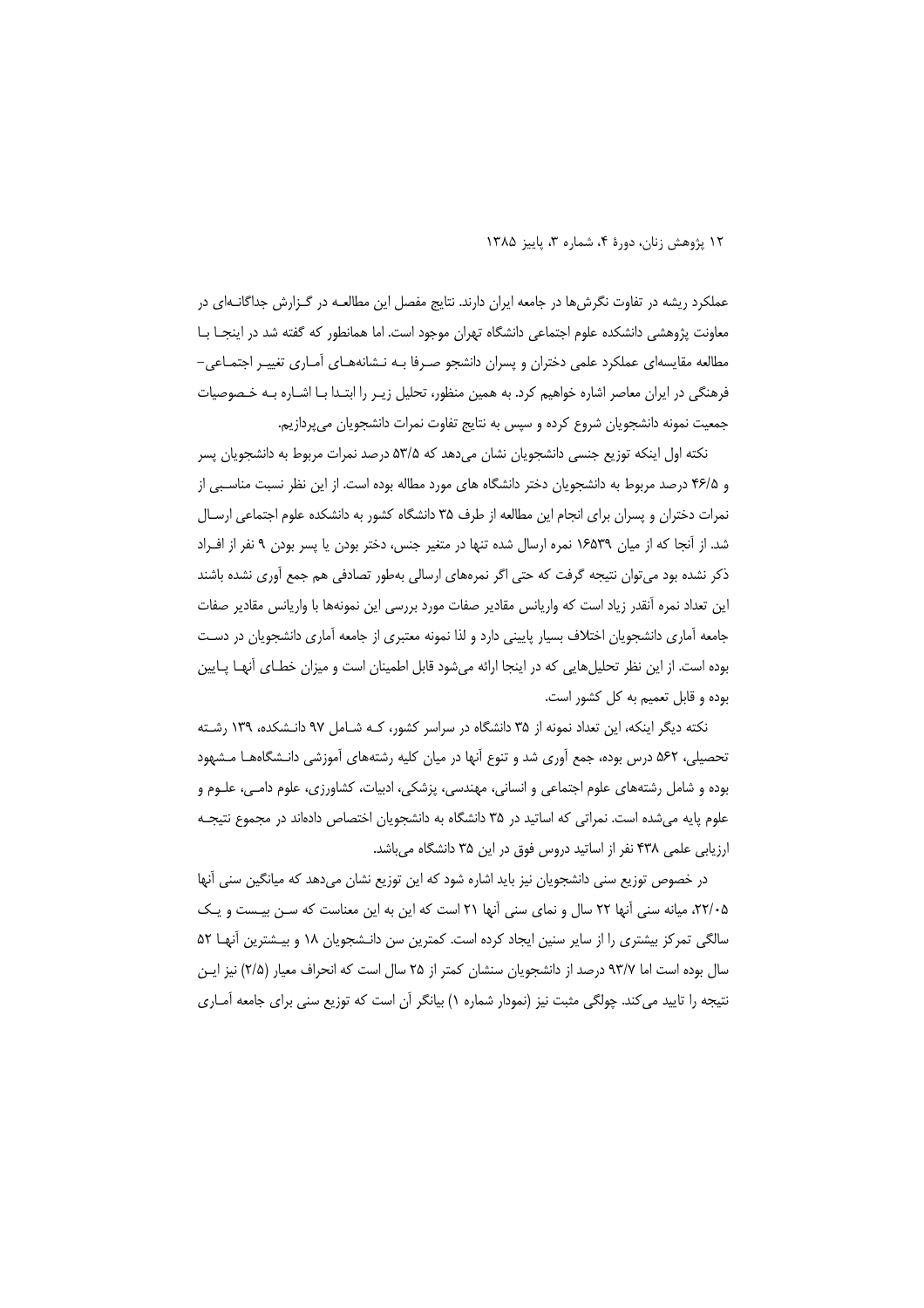عملکرد ریشه در تفاوت نگرش‌ها در جامعه ایران دارند. نتایج مفصل این مطالعـه در گـزارش جداگانـه‌ای در معاونت پژوهشی دانشکده علوم اجتماعی دانشگاه تهران موجود است. اما همانطور که گفته شد در اینجـا بـا مطالعه مقایسه‌ای عملکرد علمی دختران و پسران دانشجو صـرفا بـه نـشانه‌هـای آمـاری تغییـر اجتمـاعی-فرهنگی در ایران معاصر اشاره خواهیم کرد. به همین منظور، تحلیل زیـر را ابتـدا بـا اشـاره بـه خـصوصیات جمعیت نمونه دانشجویان شروع کرده و سپس به نتایج تفاوت نمرات دانشجویان می‌پردازیم.

نکته اول اینکه توزیع جنسی دانشجویان نشان می‌دهد که ۵۳/۵ درصد نمرات مربوط به دانشجویان پسر و ۴۶/۵ درصد مربوط به دانشجویان دختر دانشگاه های مورد مطاله بوده است. از این نظر نسبت مناسـبی از نمرات دختران و پسران برای انجام این مطالعه از طرف ۳۵ دانشگاه کشور به دانشکده علوم اجتماعی ارسـال شد. از آنجا که از میان ۱۶۵۳۹ نمره ارسال شده تنها در متغیر جنس، دختر بودن یا پسر بودن ۹ نفر از افـراد ذکر نشده بود می‌توان نتیجه گرفت که حتی اگر نمره‌های ارسالی به‌طور تصادفی هم جمع آوری نشده باشند این تعداد نمره آنقدر زیاد است که واریانس مقادیر صفات مورد بررسی این نمونه‌ها با واریانس مقادیر صفات جامعه آماری دانشجویان اختلاف بسیار پایینی دارد و لذا نمونه معتبری از جامعه آماری دانشجویان در دسـت بوده است. از این نظر تحلیل‌هایی که در اینجا ارائه می‌شود قابل اطمینان است و میزان خطـای آنهـا پـایین بوده و قابل تعمیم به کل کشور است.

نکته دیگر اینکه، این تعداد نمونه از ۳۵ دانشگاه در سراسر کشور، کـه شـامل ۹۷ دانـشکده، ۱۳۹ رشـته تحصیلی، ۵۶۲ درس بوده، جمع آوری شد و تنوع آنها در میان کلیه رشته‌های آموزشی دانـشگاه‌هـا مـشهود بوده و شامل رشته‌های علوم اجتماعی و انسانی، مهندسی، پزشکی، ادبیات، کشاورزی، علوم دامـی، علـوم و علوم پایه می‌شده است. نمراتی که اساتید در ۳۵ دانشگاه به دانشجویان اختصاص داده‌اند در مجموع نتیجـه ارزیابی علمی ۴۳۸ نفر از اساتید دروس فوق در این ۳۵ دانشگاه می‌باشد.

در خصوص توزیع سنی دانشجویان نیز باید اشاره شود که این توزیع نشان می‌دهد که میانگین سنی آنها ۲۲/۰۵، میانه سنی آنها ۲۲ سال و نمای سنی آنها ۲۱ است که این به این معناست که سـن بیـست و یـک سالگی تمرکز بیشتری را از سایر سنین ایجاد کرده است. کمترین سن دانـشجویان ۱۸ و بیـشترین آنهـا ۵۲ سال بوده است اما ۹۳/۷ درصد از دانشجویان سنشان کمتر از ۲۵ سال است که انحراف معیار (۲/۵) نیز ایـن نتیجه را تایید می‌کند. چولگی مثبت نیز (نمودار شماره ۱) بیانگر آن است که توزیع سنی برای جامعه آمـاری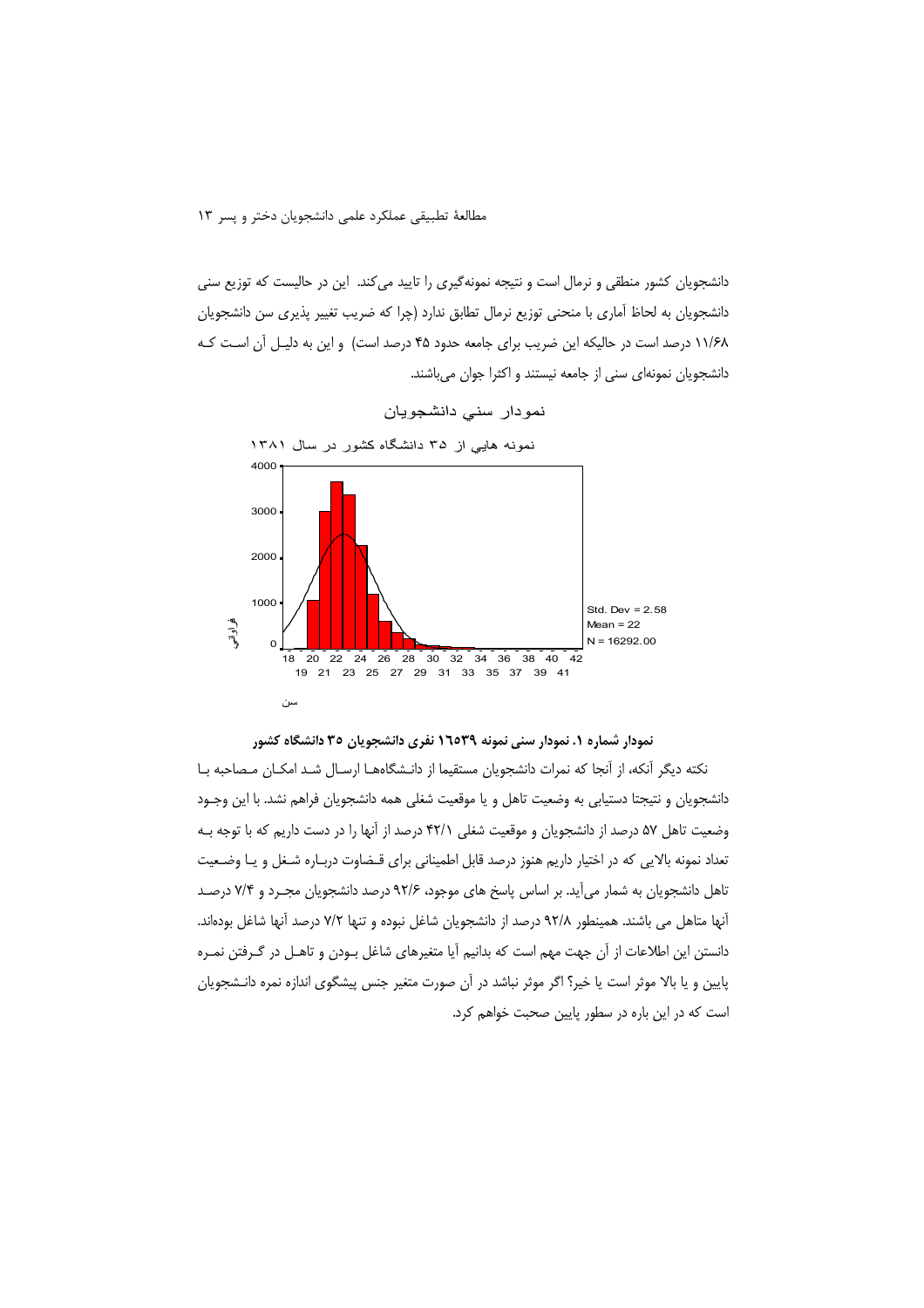دانشجویان کشور منطقی و نرمال است و نتیجه نمونه‌گیری را تایید می‌کند. این در حالیست که توزیع سنی دانشجویان به لحاظ آماری با منحنی توزیع نرمال تطابق ندارد (چرا که ضریب تغییر پذیری سن دانشجویان ۱۱/۶۸ درصد است در حالیکه این ضریب برای جامعه حدود ۴۵ درصد است) و این به دلیل آن است که دانشجویان نمونه‌ای سنی از جامعه نیستند و اکثرا جوان می‌باشند.

نمودار سني دانشجويان

نمونه هايي از ۳۵ دانشگاه کشور در سال ۱۳۸۱

Std. Dev = 2.58
Mean = 22
N = 16292.00

فراوانی

سن

**نمودار شماره ۱. نمودار سنی نمونه ۱٦٥٣٩ نفری دانشجویان ۳۵ دانشگاه کشور**

نکته دیگر آنکه، از آنجا که نمرات دانشجویان مستقیما از دانشگاه‌ها ارسال شد امکان مصاحبه با دانشجویان و نتیجتا دستیابی به وضعیت تاهل و یا موقعیت شغلی همه دانشجویان فراهم نشد. با این وجود وضعیت تاهل ۵۷ درصد از دانشجویان و موقعیت شغلی ۴۲/۱ درصد از آنها را در دست داریم که با توجه به تعداد نمونه بالایی که در اختیار داریم هنوز درصد قابل اطمینانی برای قضاوت درباره شغل و یا وضعیت تاهل دانشجویان به شمار می‌آید. بر اساس پاسخ های موجود، ۹۲/۶ درصد دانشجویان مجرد و ۷/۴ درصد آنها متاهل می باشند. همینطور ۹۲/۸ درصد از دانشجویان شاغل نبوده و تنها ۷/۲ درصد آنها شاغل بوده‌اند. دانستن این اطلاعات از آن جهت مهم است که بدانیم آیا متغیرهای شاغل بودن و تاهل در گرفتن نمره پایین و یا بالا موثر است یا خیر؟ اگر موثر نباشد در آن صورت متغیر جنس پیشگوی اندازه نمره دانشجویان است که در این باره در سطور پایین صحبت خواهم کرد.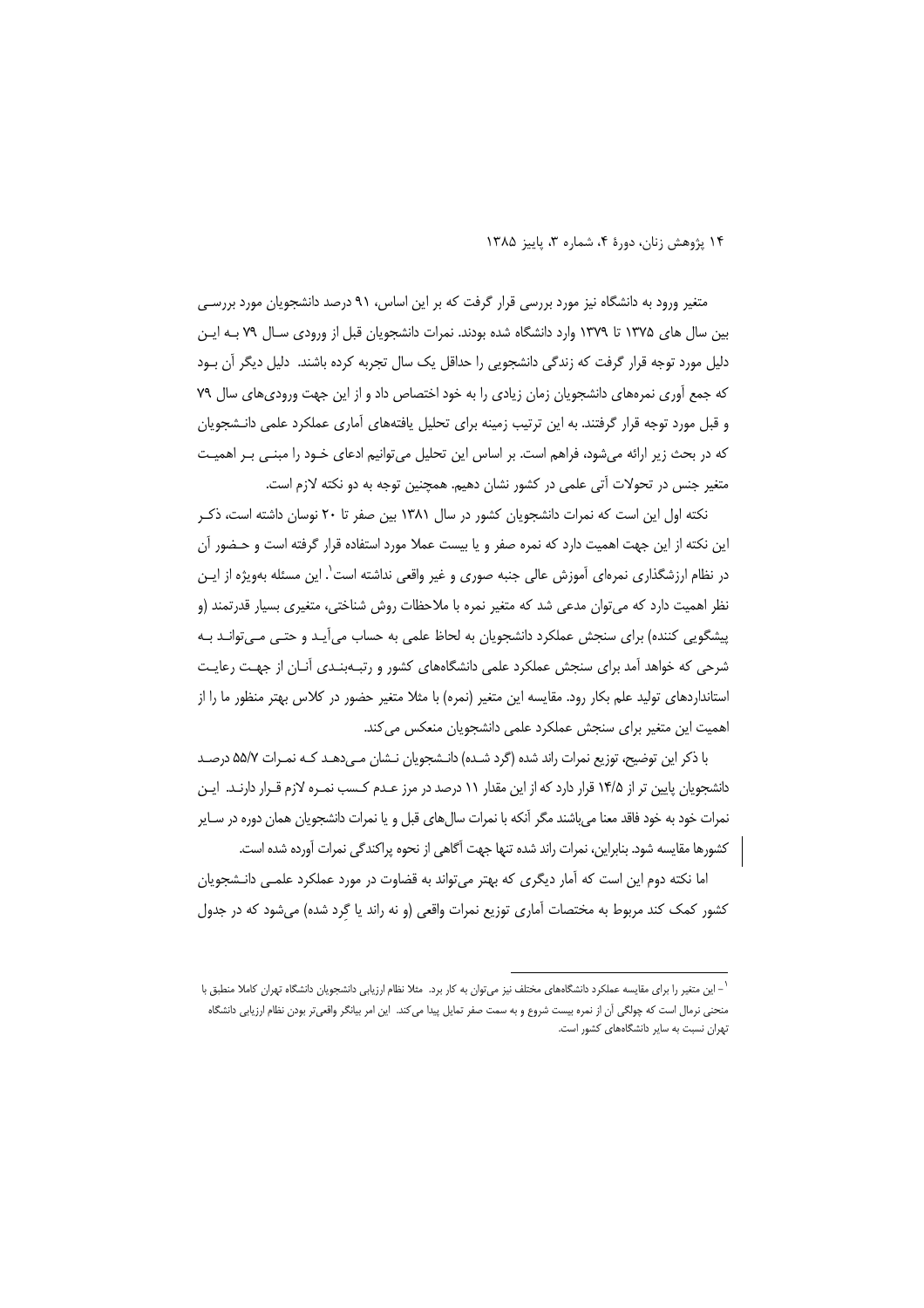متغیر ورود به دانشگاه نیز مورد بررسی قرار گرفت که بر این اساس، ۹۱ درصد دانشجویان مورد بررسی بین سال های ۱۳۷۵ تا ۱۳۷۹ وارد دانشگاه شده بودند. نمرات دانشجویان قبل از ورودی سال ۷۹ به این دلیل مورد توجه قرار گرفت که زندگی دانشجویی را حداقل یک سال تجربه کرده باشند. دلیل دیگر آن بود که جمع آوری نمره‌های دانشجویان زمان زیادی را به خود اختصاص داد و از این جهت ورودی‌های سال ۷۹ و قبل مورد توجه قرار گرفتند. به این ترتیب زمینه برای تحلیل یافته‌های آماری عملکرد علمی دانشجویان که در بحث زیر ارائه می‌شود، فراهم است. بر اساس این تحلیل می‌توانیم ادعای خود را مبنی بر اهمیت متغیر جنس در تحولات آتی علمی در کشور نشان دهیم. همچنین توجه به دو نکته لازم است.

نکته اول این است که نمرات دانشجویان کشور در سال ۱۳۸۱ بین صفر تا ۲۰ نوسان داشته است، ذکر این نکته از این جهت اهمیت دارد که نمره صفر و یا بیست عملا مورد استفاده قرار گرفته است و حضور آن در نظام ارزشگذاری نمره‌ای آموزش عالی جنبه صوری و غیر واقعی نداشته است[1]. این مسئله به‌ویژه از این نظر اهمیت دارد که می‌توان مدعی شد که متغیر نمره با ملاحظات روش شناختی، متغیری بسیار قدرتمند (و پیشگویی کننده) برای سنجش عملکرد دانشجویان به لحاظ علمی به حساب می‌آید و حتی می‌تواند به شرحی که خواهد آمد برای سنجش عملکرد علمی دانشگاه‌های کشور و رتبه‌بندی آنان از جهت رعایت استانداردهای تولید علم بکار رود. مقایسه این متغیر (نمره) با مثلا متغیر حضور در کلاس بهتر منظور ما را از اهمیت این متغیر برای سنجش عملکرد علمی دانشجویان منعکس می‌کند.

با ذکر این توضیح، توزیع نمرات راند شده (گرد شده) دانشجویان نشان می‌دهد که نمرات ۵۵/۷ درصد دانشجویان پایین تر از ۱۴/۵ قرار دارد که از این مقدار ۱۱ درصد در مرز عدم کسب نمره لازم قرار دارند. این نمرات خود به خود فاقد معنا می‌باشند مگر آنکه با نمرات سال‌های قبل و یا نمرات دانشجویان همان دوره در سایر کشورها مقایسه شود. بنابراین، نمرات راند شده تنها جهت آگاهی از نحوه پراکندگی نمرات آورده شده است.

اما نکته دوم این است که آمار دیگری که بهتر می‌تواند به قضاوت در مورد عملکرد علمی دانشجویان کشور کمک کند مربوط به مختصات آماری توزیع نمرات واقعی (و نه راند یا گِرد شده) می‌شود که در جدول

---

[1] – این متغیر را برای مقایسه عملکرد دانشگاه‌های مختلف نیز می‌توان به کار برد. مثلا نظام ارزیابی دانشجویان دانشگاه تهران کاملا منطبق با منحنی نرمال است که چولگی آن از نمره بیست شروع و به سمت صفر تمایل پیدا می‌کند. این امر بیانگر واقعی‌تر بودن نظام ارزیابی دانشگاه تهران نسبت به سایر دانشگاه‌های کشور است.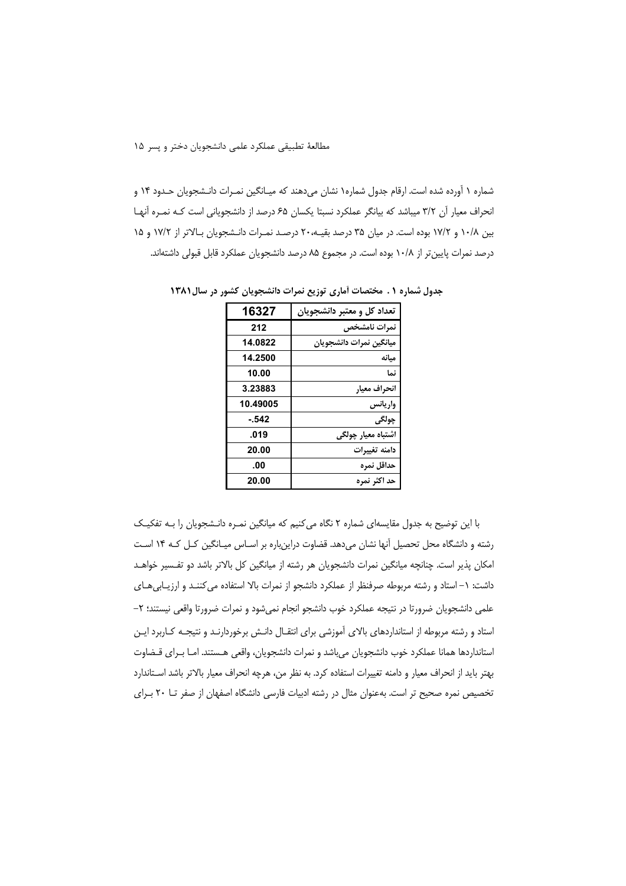شماره ۱ آورده شده است. ارقام جدول شماره۱ نشان می‌دهند که میـانگین نمـرات دانـشجویان حـدود ۱۴ و انحراف معیار آن ۳/۲ میباشد که بیانگر عملکرد نسبتا یکسان ۶۵ درصد از دانشجویانی است کـه نمـره آنهـا بین ۱۰/۸ و ۱۷/۲ بوده است. در میان ۳۵ درصد بقیـه،۲۰ درصـد نمـرات دانـشجویان بـالاتر از ۱۷/۲ و ۱۵ درصد نمرات پایین‌تر از ۱۰/۸ بوده است. در مجموع ۸۵ درصد دانشجویان عملکرد قابل قبولی داشته‌اند.

**جدول شماره ۱ . مختصات آماری توزیع نمرات دانشجویان کشور در سال۱۳۸۱**

| تعداد کل و معتبر دانشجویان | 16327 |
|---|---|
| نمرات نامشخص | 212 |
| میانگین نمرات دانشجویان | 14.0822 |
| میانه | 14.2500 |
| نما | 10.00 |
| انحراف معیار | 3.23883 |
| واریانس | 10.49005 |
| چولگی | -.542 |
| اشتباه معیار چولگی | .019 |
| دامنه تغییرات | 20.00 |
| حداقل نمره | .00 |
| حد اکثر نمره | 20.00 |

با این توضیح به جدول مقایسه‌ای شماره ۲ نگاه می‌کنیم که میانگین نمـره دانـشجویان را بـه تفکیـک رشته و دانشگاه محل تحصیل آنها نشان می‌دهد. قضاوت دراین‌باره بر اسـاس میـانگین کـل کـه ۱۴ اسـت امکان پذیر است. چنانچه میانگین نمرات دانشجویان هر رشته از میانگین کل بالاتر باشد دو تفـسیر خواهـد داشت: ۱– استاد و رشته مربوطه صرفنظر از عملکرد دانشجو از نمرات بالا استفاده می‌کننـد و ارزیـابی‌هـای علمی دانشجویان ضرورتا در نتیجه عملکرد خوب دانشجو انجام نمی‌شود و نمرات ضرورتا واقعی نیستند؛ ۲– استاد و رشته مربوطه از استانداردهای بالای آموزشی برای انتقـال دانـش برخوردارنـد و نتیجـه کـاربرد ایـن استانداردها همانا عملکرد خوب دانشجویان می‌باشد و نمرات دانشجویان، واقعی هـستند. امـا بـرای قـضاوت بهتر باید از انحراف معیار و دامنه تغییرات استفاده کرد. به نظر من، هرچه انحراف معیار بالاتر باشد اسـتاندارد تخصیص نمره صحیح تر است. به‌عنوان مثال در رشته ادبیات فارسی دانشگاه اصفهان از صفر تـا ۲۰ بـرای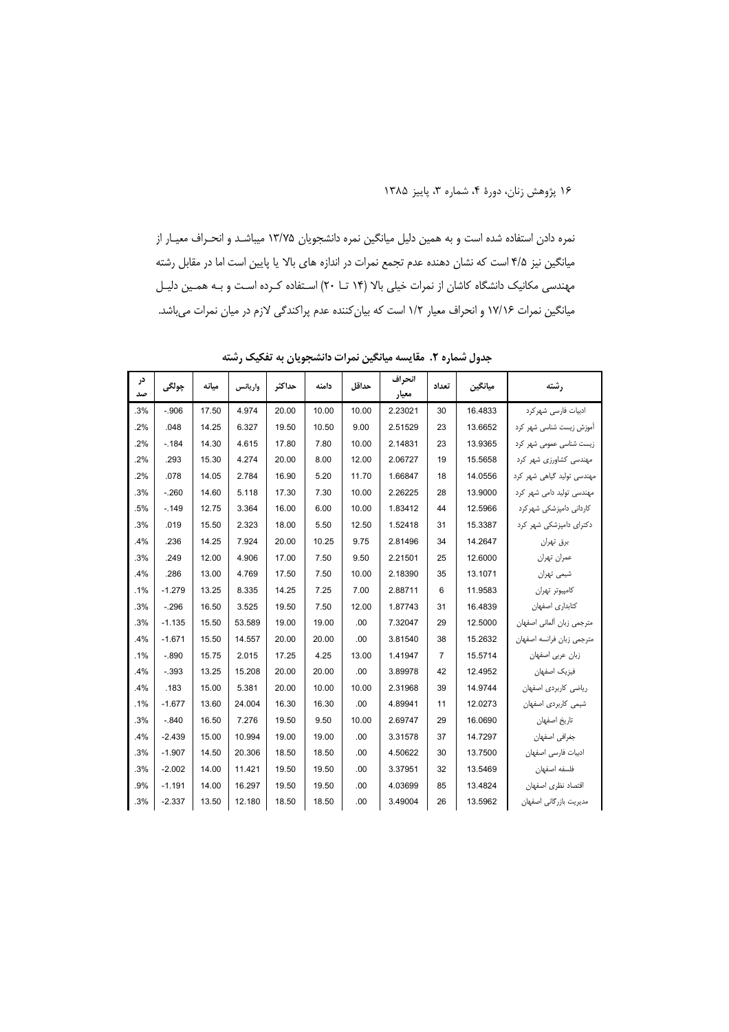نمره دادن استفاده شده است و به همین دلیل میانگین نمره دانشجویان ۱۳/۷۵ میباشد و انحراف معیار از میانگین نیز ۴/۵ است که نشان دهنده عدم تجمع نمرات در اندازه های بالا یا پایین است اما در مقابل رشته مهندسی مکانیک دانشگاه کاشان از نمرات خیلی بالا (۱۴ تا ۲۰) استفاده کرده است و به همین دلیل میانگین نمرات ۱۷/۱۶ و انحراف معیار ۱/۲ است که بیان‌کننده عدم پراکندگی لازم در میان نمرات می‌باشد.

**جدول شماره ۲. مقایسه میانگین نمرات دانشجویان به تفکیک رشته**

| رشته | میانگین | تعداد | انحراف معیار | حداقل | دامنه | حداکثر | واریانس | میانه | چولگی | در صد |
|---|---|---|---|---|---|---|---|---|---|---|
| ادبیات فارسی شهرکرد | 16.4833 | 30 | 2.23021 | 10.00 | 10.00 | 20.00 | 4.974 | 17.50 | -.906 | .3% |
| آموزش زیست شناسی شهر کرد | 13.6652 | 23 | 2.51529 | 9.00 | 10.50 | 19.50 | 6.327 | 14.25 | .048 | .2% |
| زیست شناسی عمومی شهر کرد | 13.9365 | 23 | 2.14831 | 10.00 | 7.80 | 17.80 | 4.615 | 14.30 | -.184 | .2% |
| مهندسی کشاورزی شهر کرد | 15.5658 | 19 | 2.06727 | 12.00 | 8.00 | 20.00 | 4.274 | 15.30 | .293 | .2% |
| مهندسی تولید گیاهی شهر کرد | 14.0556 | 18 | 1.66847 | 11.70 | 5.20 | 16.90 | 2.784 | 14.05 | .078 | .2% |
| مهندسی تولید دامی شهر کرد | 13.9000 | 28 | 2.26225 | 10.00 | 7.30 | 17.30 | 5.118 | 14.60 | -.260 | .3% |
| کاردانی دامپزشکی شهرکرد | 12.5966 | 44 | 1.83412 | 10.00 | 6.00 | 16.00 | 3.364 | 12.75 | -.149 | .5% |
| دکترای دامپزشکی شهر کرد | 15.3387 | 31 | 1.52418 | 12.50 | 5.50 | 18.00 | 2.323 | 15.50 | .019 | .3% |
| برق تهران | 14.2647 | 34 | 2.81496 | 9.75 | 10.25 | 20.00 | 7.924 | 14.25 | .236 | .4% |
| عمران تهران | 12.6000 | 25 | 2.21501 | 9.50 | 7.50 | 17.00 | 4.906 | 12.00 | .249 | .3% |
| شیمی تهران | 13.1071 | 35 | 2.18390 | 10.00 | 7.50 | 17.50 | 4.769 | 13.00 | .286 | .4% |
| کامپیوتر تهران | 11.9583 | 6 | 2.88711 | 7.00 | 7.25 | 14.25 | 8.335 | 13.25 | -1.279 | .1% |
| کتابداری اصفهان | 16.4839 | 31 | 1.87743 | 12.00 | 7.50 | 19.50 | 3.525 | 16.50 | -.296 | .3% |
| مترجمی زبان آلمانی اصفهان | 12.5000 | 29 | 7.32047 | .00 | 19.00 | 19.00 | 53.589 | 15.50 | -1.135 | .3% |
| مترجمی زبان فرانسه اصفهان | 15.2632 | 38 | 3.81540 | .00 | 20.00 | 20.00 | 14.557 | 15.50 | -1.671 | .4% |
| زبان عربی اصفهان | 15.5714 | 7 | 1.41947 | 13.00 | 4.25 | 17.25 | 2.015 | 15.75 | -.890 | .1% |
| فیزیک اصفهان | 12.4952 | 42 | 3.89978 | .00 | 20.00 | 20.00 | 15.208 | 13.25 | -.393 | .4% |
| ریاضی کاربردی اصفهان | 14.9744 | 39 | 2.31968 | 10.00 | 10.00 | 20.00 | 5.381 | 15.00 | .183 | .4% |
| شیمی کاربردی اصفهان | 12.0273 | 11 | 4.89941 | .00 | 16.30 | 16.30 | 24.004 | 13.60 | -1.677 | .1% |
| تاریخ اصفهان | 16.0690 | 29 | 2.69747 | 10.00 | 9.50 | 19.50 | 7.276 | 16.50 | -.840 | .3% |
| جغرافی اصفهان | 14.7297 | 37 | 3.31578 | .00 | 19.00 | 19.00 | 10.994 | 15.00 | -2.439 | .4% |
| ادبیات فارسی اصفهان | 13.7500 | 30 | 4.50622 | .00 | 18.50 | 18.50 | 20.306 | 14.50 | -1.907 | .3% |
| فلسفه اصفهان | 13.5469 | 32 | 3.37951 | .00 | 19.50 | 19.50 | 11.421 | 14.00 | -2.002 | .3% |
| اقتصاد نظری اصفهان | 13.4824 | 85 | 4.03699 | .00 | 19.50 | 19.50 | 16.297 | 14.00 | -1.191 | .9% |
| مدیریت بازرگانی اصفهان | 13.5962 | 26 | 3.49004 | .00 | 18.50 | 18.50 | 12.180 | 13.50 | -2.337 | .3% |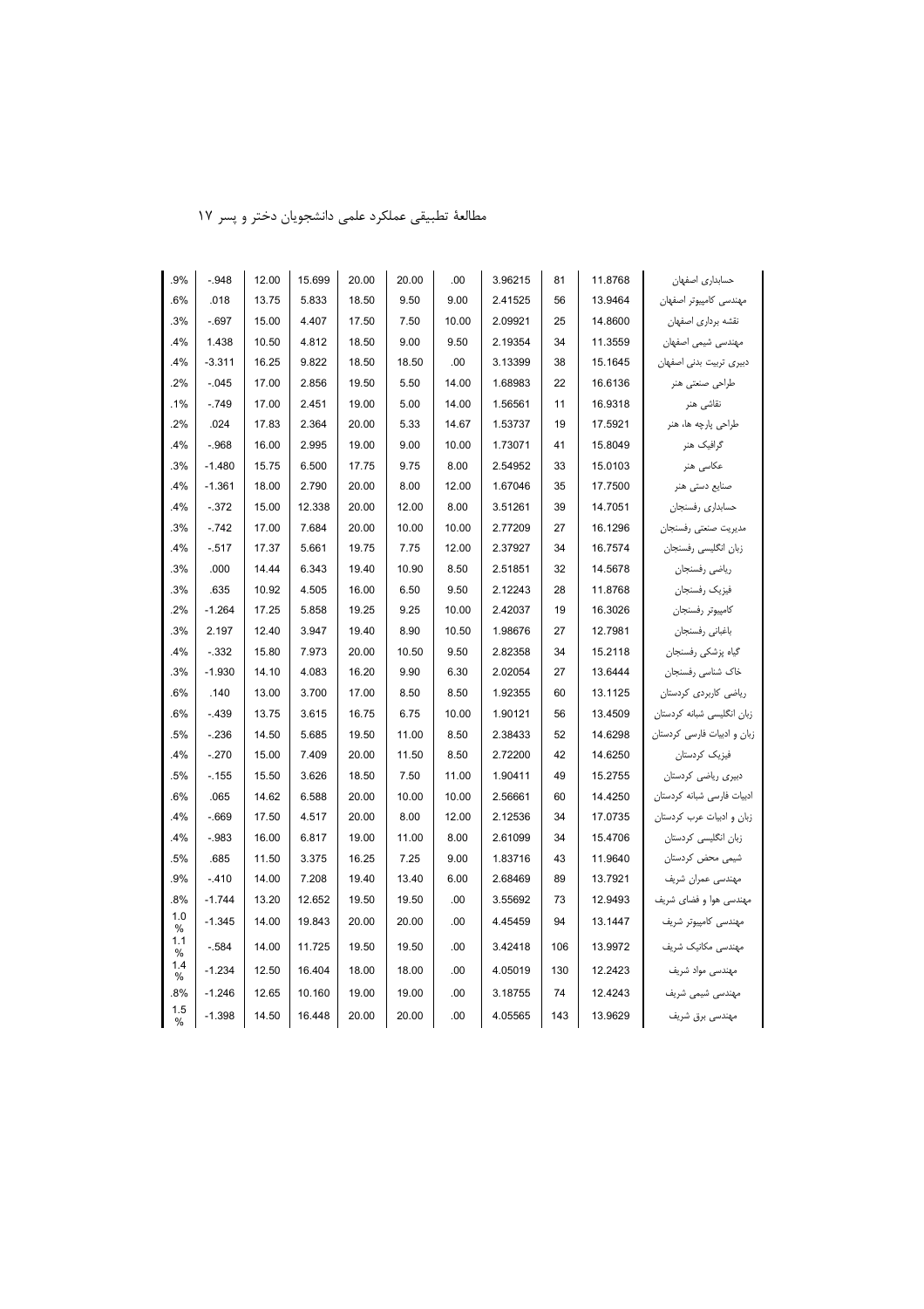| حسابداری اصفهان | 11.8768 | 81 | 3.96215 | .00 | 20.00 | 20.00 | 15.699 | 12.00 | -.948 | .9% |
|---|---|---|---|---|---|---|---|---|---|---|
| مهندسی کامپیوتر اصفهان | 13.9464 | 56 | 2.41525 | 9.00 | 9.50 | 18.50 | 5.833 | 13.75 | .018 | .6% |
| نقشه برداری اصفهان | 14.8600 | 25 | 2.09921 | 10.00 | 7.50 | 17.50 | 4.407 | 15.00 | -.697 | .3% |
| مهندسی شیمی اصفهان | 11.3559 | 34 | 2.19354 | 9.50 | 9.00 | 18.50 | 4.812 | 10.50 | 1.438 | .4% |
| دبیری تربیت بدنی اصفهان | 15.1645 | 38 | 3.13399 | .00 | 18.50 | 18.50 | 9.822 | 16.25 | -3.311 | .4% |
| طراحی صنعتی هنر | 16.6136 | 22 | 1.68983 | 14.00 | 5.50 | 19.50 | 2.856 | 17.00 | -.045 | .2% |
| نقاشی هنر | 16.9318 | 11 | 1.56561 | 14.00 | 5.00 | 19.00 | 2.451 | 17.00 | -.749 | .1% |
| طراحی پارچه ها، هنر | 17.5921 | 19 | 1.53737 | 14.67 | 5.33 | 20.00 | 2.364 | 17.83 | .024 | .2% |
| گرافیک هنر | 15.8049 | 41 | 1.73071 | 10.00 | 9.00 | 19.00 | 2.995 | 16.00 | -.968 | .4% |
| عکاسی هنر | 15.0103 | 33 | 2.54952 | 8.00 | 9.75 | 17.75 | 6.500 | 15.75 | -1.480 | .3% |
| صنایع دستی هنر | 17.7500 | 35 | 1.67046 | 12.00 | 8.00 | 20.00 | 2.790 | 18.00 | -1.361 | .4% |
| حسابداری رفسنجان | 14.7051 | 39 | 3.51261 | 8.00 | 12.00 | 20.00 | 12.338 | 15.00 | -.372 | .4% |
| مدیریت صنعتی رفسنجان | 16.1296 | 27 | 2.77209 | 10.00 | 10.00 | 20.00 | 7.684 | 17.00 | -.742 | .3% |
| زبان انگلیسی رفسنجان | 16.7574 | 34 | 2.37927 | 12.00 | 7.75 | 19.75 | 5.661 | 17.37 | -.517 | .4% |
| ریاضی رفسنجان | 14.5678 | 32 | 2.51851 | 8.50 | 10.90 | 19.40 | 6.343 | 14.44 | .000 | .3% |
| فیزیک رفسنجان | 11.8768 | 28 | 2.12243 | 9.50 | 6.50 | 16.00 | 4.505 | 10.92 | .635 | .3% |
| کامپیوتر رفسنجان | 16.3026 | 19 | 2.42037 | 10.00 | 9.25 | 19.25 | 5.858 | 17.25 | -1.264 | .2% |
| باغبانی رفسنجان | 12.7981 | 27 | 1.98676 | 10.50 | 8.90 | 19.40 | 3.947 | 12.40 | 2.197 | .3% |
| گیاه پزشکی رفسنجان | 15.2118 | 34 | 2.82358 | 9.50 | 10.50 | 20.00 | 7.973 | 15.80 | -.332 | .4% |
| خاک شناسی رفسنجان | 13.6444 | 27 | 2.02054 | 6.30 | 9.90 | 16.20 | 4.083 | 14.10 | -1.930 | .3% |
| ریاضی کاربردی کردستان | 13.1125 | 60 | 1.92355 | 8.50 | 8.50 | 17.00 | 3.700 | 13.00 | .140 | .6% |
| زبان انگلیسی شبانه کردستان | 13.4509 | 56 | 1.90121 | 10.00 | 6.75 | 16.75 | 3.615 | 13.75 | -.439 | .6% |
| زبان و ادبیات فارسی کردستان | 14.6298 | 52 | 2.38433 | 8.50 | 11.00 | 19.50 | 5.685 | 14.50 | -.236 | .5% |
| فیزیک کردستان | 14.6250 | 42 | 2.72200 | 8.50 | 11.50 | 20.00 | 7.409 | 15.00 | -.270 | .4% |
| دبیری ریاضی کردستان | 15.2755 | 49 | 1.90411 | 11.00 | 7.50 | 18.50 | 3.626 | 15.50 | -.155 | .5% |
| ادبیات فارسی شبانه کردستان | 14.4250 | 60 | 2.56661 | 10.00 | 10.00 | 20.00 | 6.588 | 14.62 | .065 | .6% |
| زبان و ادبیات عرب کردستان | 17.0735 | 34 | 2.12536 | 12.00 | 8.00 | 20.00 | 4.517 | 17.50 | -.669 | .4% |
| زبان انگلیسی کردستان | 15.4706 | 34 | 2.61099 | 8.00 | 11.00 | 19.00 | 6.817 | 16.00 | -.983 | .4% |
| شیمی محض کردستان | 11.9640 | 43 | 1.83716 | 9.00 | 7.25 | 16.25 | 3.375 | 11.50 | .685 | .5% |
| مهندسی عمران شریف | 13.7921 | 89 | 2.68469 | 6.00 | 13.40 | 19.40 | 7.208 | 14.00 | -.410 | .9% |
| مهندسی هوا و فضای شریف | 12.9493 | 73 | 3.55692 | .00 | 19.50 | 19.50 | 12.652 | 13.20 | -1.744 | .8% |
| مهندسی کامپیوتر شریف | 13.1447 | 94 | 4.45459 | .00 | 20.00 | 20.00 | 19.843 | 14.00 | -1.345 | 1.0% |
| مهندسی مکانیک شریف | 13.9972 | 106 | 3.42418 | .00 | 19.50 | 19.50 | 11.725 | 14.00 | -.584 | 1.1% |
| مهندسی مواد شریف | 12.2423 | 130 | 4.05019 | .00 | 18.00 | 18.00 | 16.404 | 12.50 | -1.234 | 1.4% |
| مهندسی شیمی شریف | 12.4243 | 74 | 3.18755 | .00 | 19.00 | 19.00 | 10.160 | 12.65 | -1.246 | .8% |
| مهندسی برق شریف | 13.9629 | 143 | 4.05565 | .00 | 20.00 | 20.00 | 16.448 | 14.50 | -1.398 | 1.5% |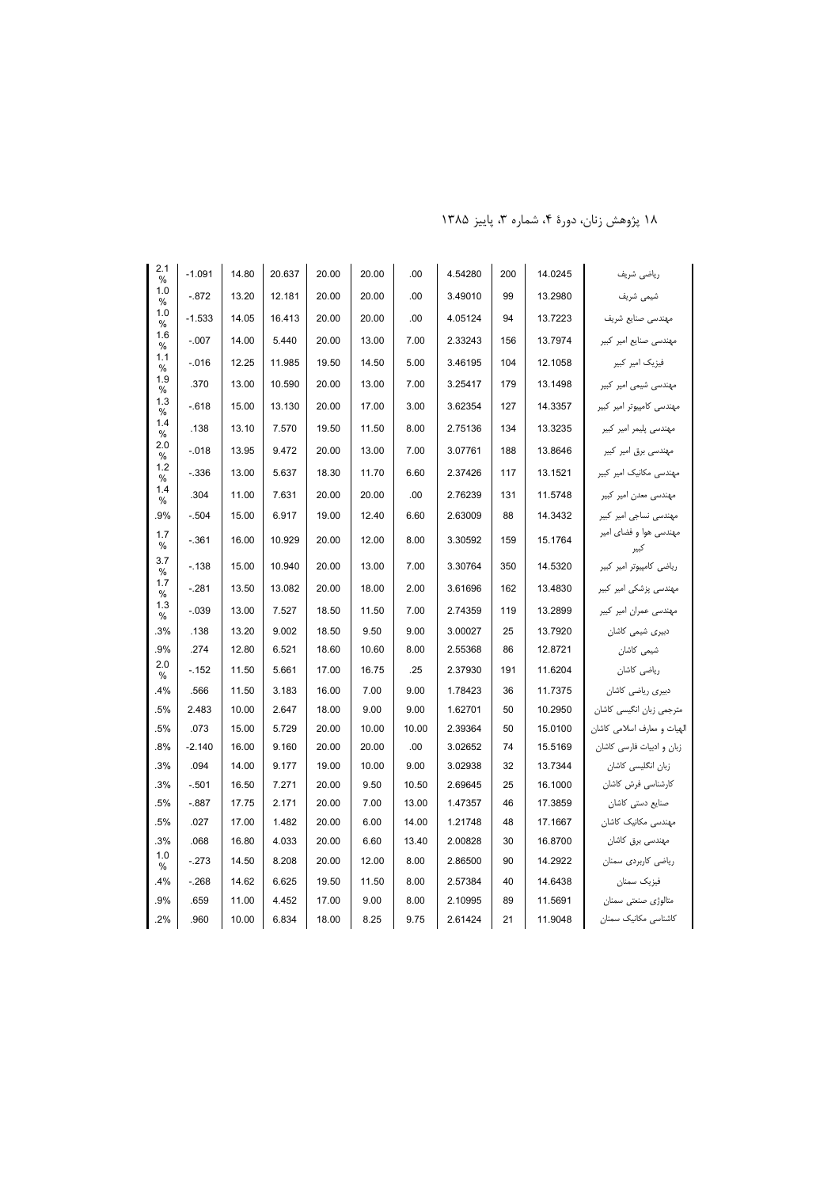| | | | | | | | | | | |
|---|---|---|---|---|---|---|---|---|---|---|
| ریاضی شریف | 14.0245 | 200 | 4.54280 | .00 | 20.00 | 20.00 | 20.637 | 14.80 | -1.091 | 2.1 % |
| شیمی شریف | 13.2980 | 99 | 3.49010 | .00 | 20.00 | 20.00 | 12.181 | 13.20 | -.872 | 1.0 % |
| مهندسی صنایع شریف | 13.7223 | 94 | 4.05124 | .00 | 20.00 | 20.00 | 16.413 | 14.05 | -1.533 | 1.0 % |
| مهندسی صنایع امیر کبیر | 13.7974 | 156 | 2.33243 | 7.00 | 13.00 | 20.00 | 5.440 | 14.00 | -.007 | 1.6 % |
| فیزیک امیر کبیر | 12.1058 | 104 | 3.46195 | 5.00 | 14.50 | 19.50 | 11.985 | 12.25 | -.016 | 1.1 % |
| مهندسی شیمی امیر کبیر | 13.1498 | 179 | 3.25417 | 7.00 | 13.00 | 20.00 | 10.590 | 13.00 | .370 | 1.9 % |
| مهندسی کامپیوتر امیر کبیر | 14.3357 | 127 | 3.62354 | 3.00 | 17.00 | 20.00 | 13.130 | 15.00 | -.618 | 1.3 % |
| مهندسی پلیمر امیر کبیر | 13.3235 | 134 | 2.75136 | 8.00 | 11.50 | 19.50 | 7.570 | 13.10 | .138 | 1.4 % |
| مهندسی برق امیر کبیر | 13.8646 | 188 | 3.07761 | 7.00 | 13.00 | 20.00 | 9.472 | 13.95 | -.018 | 2.0 % |
| مهندسی مکانیک امیر کبیر | 13.1521 | 117 | 2.37426 | 6.60 | 11.70 | 18.30 | 5.637 | 13.00 | -.336 | 1.2 % |
| مهندسی معدن امیر کبیر | 11.5748 | 131 | 2.76239 | .00 | 20.00 | 20.00 | 7.631 | 11.00 | .304 | 1.4 % |
| مهندسی نساجی امیر کبیر | 14.3432 | 88 | 2.63009 | 6.60 | 12.40 | 19.00 | 6.917 | 15.00 | -.504 | .9% |
| مهندسی هوا و فضای امیر کبیر | 15.1764 | 159 | 3.30592 | 8.00 | 12.00 | 20.00 | 10.929 | 16.00 | -.361 | 1.7 % |
| ریاضی کامپیوتر امیر کبیر | 14.5320 | 350 | 3.30764 | 7.00 | 13.00 | 20.00 | 10.940 | 15.00 | -.138 | 3.7 % |
| مهندسی پزشکی امیر کبیر | 13.4830 | 162 | 3.61696 | 2.00 | 18.00 | 20.00 | 13.082 | 13.50 | -.281 | 1.7 % |
| مهندسی عمران امیر کبیر | 13.2899 | 119 | 2.74359 | 7.00 | 11.50 | 18.50 | 7.527 | 13.00 | -.039 | 1.3 % |
| دبیری شیمی کاشان | 13.7920 | 25 | 3.00027 | 9.00 | 9.50 | 18.50 | 9.002 | 13.20 | .138 | .3% |
| شیمی کاشان | 12.8721 | 86 | 2.55368 | 8.00 | 10.60 | 18.60 | 6.521 | 12.80 | .274 | .9% |
| ریاضی کاشان | 11.6204 | 191 | 2.37930 | .25 | 16.75 | 17.00 | 5.661 | 11.50 | -.152 | 2.0 % |
| دبیری ریاضی کاشان | 11.7375 | 36 | 1.78423 | 9.00 | 7.00 | 16.00 | 3.183 | 11.50 | .566 | .4% |
| مترجمی زبان انگلیسی کاشان | 10.2950 | 50 | 1.62701 | 9.00 | 9.00 | 18.00 | 2.647 | 10.00 | 2.483 | .5% |
| الهیات و معارف اسلامی کاشان | 15.0100 | 50 | 2.39364 | 10.00 | 10.00 | 20.00 | 5.729 | 15.00 | .073 | .5% |
| زبان و ادبیات فارسی کاشان | 15.5169 | 74 | 3.02652 | .00 | 20.00 | 20.00 | 9.160 | 16.00 | -2.140 | .8% |
| زبان انگلیسی کاشان | 13.7344 | 32 | 3.02938 | 9.00 | 10.00 | 19.00 | 9.177 | 14.00 | .094 | .3% |
| کارشناسی فرش کاشان | 16.1000 | 25 | 2.69645 | 10.50 | 9.50 | 20.00 | 7.271 | 16.50 | -.501 | .3% |
| صنایع دستی کاشان | 17.3859 | 46 | 1.47357 | 13.00 | 7.00 | 20.00 | 2.171 | 17.75 | -.887 | .5% |
| مهندسی مکانیک کاشان | 17.1667 | 48 | 1.21748 | 14.00 | 6.00 | 20.00 | 1.482 | 17.00 | .027 | .5% |
| مهندسی برق کاشان | 16.8700 | 30 | 2.00828 | 13.40 | 6.60 | 20.00 | 4.033 | 16.80 | .068 | .3% |
| ریاضی کاربردی سمنان | 14.2922 | 90 | 2.86500 | 8.00 | 12.00 | 20.00 | 8.208 | 14.50 | -.273 | 1.0 % |
| فیزیک سمنان | 14.6438 | 40 | 2.57384 | 8.00 | 11.50 | 19.50 | 6.625 | 14.62 | -.268 | .4% |
| متالوژی صنعتی سمنان | 11.5691 | 89 | 2.10995 | 8.00 | 9.00 | 17.00 | 4.452 | 11.00 | .659 | .9% |
| کاشناسی مکانیک سمنان | 11.9048 | 21 | 2.61424 | 9.75 | 8.25 | 18.00 | 6.834 | 10.00 | .960 | .2% |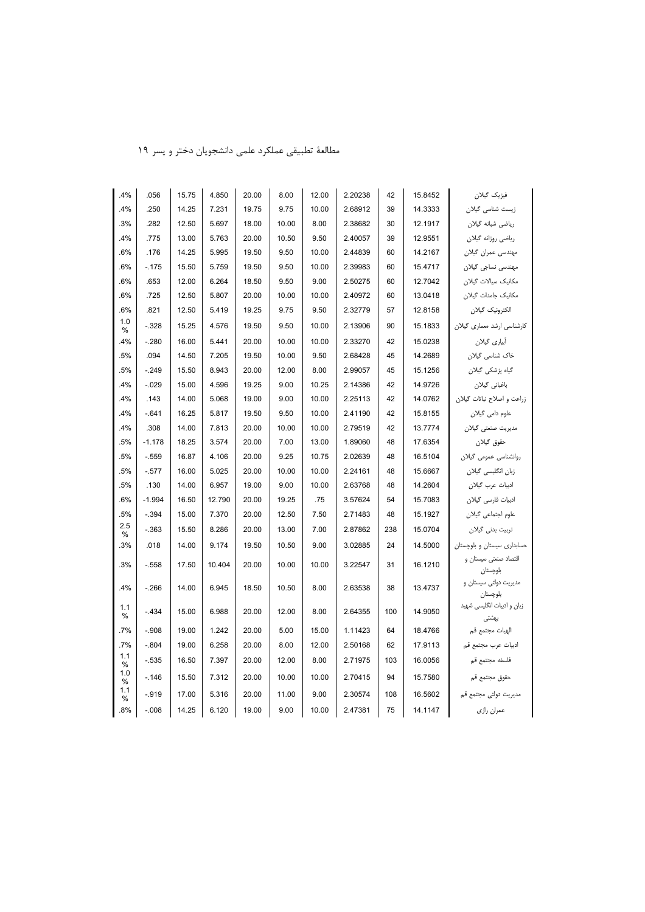| | | | | | | | | | | |
|---|---|---|---|---|---|---|---|---|---|---|
| فیزیک گیلان | 15.8452 | 42 | 2.20238 | 12.00 | 8.00 | 20.00 | 4.850 | 15.75 | .056 | .4% |
| زیست شناسی گیلان | 14.3333 | 39 | 2.68912 | 10.00 | 9.75 | 19.75 | 7.231 | 14.25 | .250 | .4% |
| ریاضی شبانه گیلان | 12.1917 | 30 | 2.38682 | 8.00 | 10.00 | 18.00 | 5.697 | 12.50 | .282 | .3% |
| ریاضی روزانه گیلان | 12.9551 | 39 | 2.40057 | 9.50 | 10.50 | 20.00 | 5.763 | 13.00 | .775 | .4% |
| مهندسی عمران گیلان | 14.2167 | 60 | 2.44839 | 10.00 | 9.50 | 19.50 | 5.995 | 14.25 | .176 | .6% |
| مهندسی نساجی گیلان | 15.4717 | 60 | 2.39983 | 10.00 | 9.50 | 19.50 | 5.759 | 15.50 | -.175 | .6% |
| مکانیک سیالات گیلان | 12.7042 | 60 | 2.50275 | 9.00 | 9.50 | 18.50 | 6.264 | 12.00 | .653 | .6% |
| مکانیک جامدات گیلان | 13.0418 | 60 | 2.40972 | 10.00 | 10.00 | 20.00 | 5.807 | 12.50 | .725 | .6% |
| الکترونیک گیلان | 12.8158 | 57 | 2.32779 | 9.50 | 9.75 | 19.25 | 5.419 | 12.50 | .821 | .6% |
| کارشناسی ارشد معماری گیلان | 15.1833 | 90 | 2.13906 | 10.00 | 9.50 | 19.50 | 4.576 | 15.25 | -.328 | 1.0 % |
| آبیاری گیلان | 15.0238 | 42 | 2.33270 | 10.00 | 10.00 | 20.00 | 5.441 | 16.00 | -.280 | .4% |
| خاک شناسی گیلان | 14.2689 | 45 | 2.68428 | 9.50 | 10.00 | 19.50 | 7.205 | 14.50 | .094 | .5% |
| گیاه پزشکی گیلان | 15.1256 | 45 | 2.99057 | 8.00 | 12.00 | 20.00 | 8.943 | 15.50 | -.249 | .5% |
| باغبانی گیلان | 14.9726 | 42 | 2.14386 | 10.25 | 9.00 | 19.25 | 4.596 | 15.00 | -.029 | .4% |
| زراعت و اصلاح نباتات گیلان | 14.0762 | 42 | 2.25113 | 10.00 | 9.00 | 19.00 | 5.068 | 14.00 | .143 | .4% |
| علوم دامی گیلان | 15.8155 | 42 | 2.41190 | 10.00 | 9.50 | 19.50 | 5.817 | 16.25 | -.641 | .4% |
| مدیریت صنعتی گیلان | 13.7774 | 42 | 2.79519 | 10.00 | 10.00 | 20.00 | 7.813 | 14.00 | .308 | .4% |
| حقوق گیلان | 17.6354 | 48 | 1.89060 | 13.00 | 7.00 | 20.00 | 3.574 | 18.25 | -1.178 | .5% |
| روانشناسی عمومی گیلان | 16.5104 | 48 | 2.02639 | 10.75 | 9.25 | 20.00 | 4.106 | 16.87 | -.559 | .5% |
| زبان انگلیسی گیلان | 15.6667 | 48 | 2.24161 | 10.00 | 10.00 | 20.00 | 5.025 | 16.00 | -.577 | .5% |
| ادبیات عرب گیلان | 14.2604 | 48 | 2.63768 | 10.00 | 9.00 | 19.00 | 6.957 | 14.00 | .130 | .5% |
| ادبیات فارسی گیلان | 15.7083 | 54 | 3.57624 | .75 | 19.25 | 20.00 | 12.790 | 16.50 | -1.994 | .6% |
| علوم اجتماعی گیلان | 15.1927 | 48 | 2.71483 | 7.50 | 12.50 | 20.00 | 7.370 | 15.00 | -.394 | .5% |
| تربیت بدنی گیلان | 15.0704 | 238 | 2.87862 | 7.00 | 13.00 | 20.00 | 8.286 | 15.50 | -.363 | 2.5 % |
| حسابداری سیستان و بلوچستان | 14.5000 | 24 | 3.02885 | 9.00 | 10.50 | 19.50 | 9.174 | 14.00 | .018 | .3% |
| اقتصاد صنعتی سیستان و بلوچستان | 16.1210 | 31 | 3.22547 | 10.00 | 10.00 | 20.00 | 10.404 | 17.50 | -.558 | .3% |
| مدیریت دولتی سیستان و بلوچستان | 13.4737 | 38 | 2.63538 | 8.00 | 10.50 | 18.50 | 6.945 | 14.00 | -.266 | .4% |
| زبان و ادبیات انگلیسی شهید بهشتی | 14.9050 | 100 | 2.64355 | 8.00 | 12.00 | 20.00 | 6.988 | 15.00 | -.434 | 1.1 % |
| الهیات مجتمع قم | 18.4766 | 64 | 1.11423 | 15.00 | 5.00 | 20.00 | 1.242 | 19.00 | -.908 | .7% |
| ادبیات عرب مجتمع قم | 17.9113 | 62 | 2.50168 | 12.00 | 8.00 | 20.00 | 6.258 | 19.00 | -.804 | .7% |
| فلسفه مجتمع قم | 16.0056 | 103 | 2.71975 | 8.00 | 12.00 | 20.00 | 7.397 | 16.50 | -.535 | 1.1 % |
| حقوق مجتمع قم | 15.7580 | 94 | 2.70415 | 10.00 | 10.00 | 20.00 | 7.312 | 15.50 | -.146 | 1.0 % |
| مدیریت دولتی مجتمع قم | 16.5602 | 108 | 2.30574 | 9.00 | 11.00 | 20.00 | 5.316 | 17.00 | -.919 | 1.1 % |
| عمران رازی | 14.1147 | 75 | 2.47381 | 10.00 | 9.00 | 19.00 | 6.120 | 14.25 | -.008 | .8% |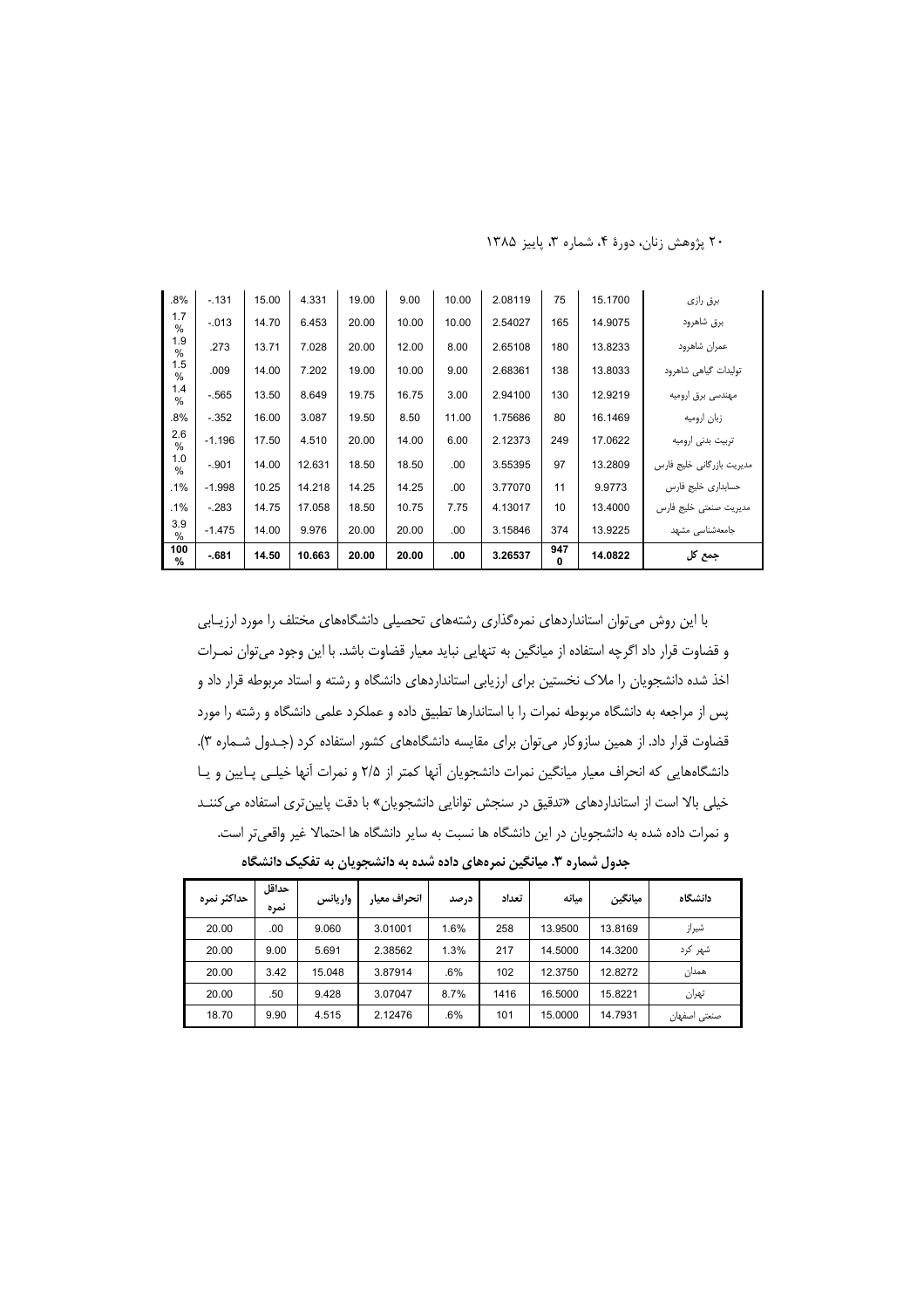| | | | | | | | | | | |
|---|---|---|---|---|---|---|---|---|---|---|
| برق رازی | 15.1700 | 75 | 2.08119 | 10.00 | 9.00 | 19.00 | 4.331 | 15.00 | -.131 | .8% |
| برق شاهرود | 14.9075 | 165 | 2.54027 | 10.00 | 10.00 | 20.00 | 6.453 | 14.70 | -.013 | 1.7 % |
| عمران شاهرود | 13.8233 | 180 | 2.65108 | 8.00 | 12.00 | 20.00 | 7.028 | 13.71 | .273 | 1.9 % |
| تولیدات گیاهی شاهرود | 13.8033 | 138 | 2.68361 | 9.00 | 10.00 | 19.00 | 7.202 | 14.00 | .009 | 1.5 % |
| مهندسی برق ارومیه | 12.9219 | 130 | 2.94100 | 3.00 | 16.75 | 19.75 | 8.649 | 13.50 | -.565 | 1.4 % |
| زبان ارومیه | 16.1469 | 80 | 1.75686 | 11.00 | 8.50 | 19.50 | 3.087 | 16.00 | -.352 | .8% |
| تربیت بدنی ارومیه | 17.0622 | 249 | 2.12373 | 6.00 | 14.00 | 20.00 | 4.510 | 17.50 | -1.196 | 2.6 % |
| مدیریت بازرگانی خلیج فارس | 13.2809 | 97 | 3.55395 | .00 | 18.50 | 18.50 | 12.631 | 14.00 | -.901 | 1.0 % |
| حسابداری خلیج فارس | 9.9773 | 11 | 3.77070 | .00 | 14.25 | 14.25 | 14.218 | 10.25 | -1.998 | .1% |
| مدیریت صنعتی خلیج فارس | 13.4000 | 10 | 4.13017 | 7.75 | 10.75 | 18.50 | 17.058 | 14.75 | -.283 | .1% |
| جامعه‌شناسی مشهد | 13.9225 | 374 | 3.15846 | .00 | 20.00 | 20.00 | 9.976 | 14.00 | -1.475 | 3.9 % |
| **جمع کل** | **14.0822** | **9470** | **3.26537** | **.00** | **20.00** | **20.00** | **10.663** | **14.50** | **-.681** | **100 %** |

با این روش می‌توان استانداردهای نمره‌گذاری رشته‌های تحصیلی دانشگاه‌های مختلف را مورد ارزیـابی و قضاوت قرار داد اگرچه استفاده از میانگین به تنهایی نباید معیار قضاوت باشد. با این وجود می‌توان نمـرات اخذ شده دانشجویان را ملاک نخستین برای ارزیابی استانداردهای دانشگاه و رشته و استاد مربوطه قرار داد و پس از مراجعه به دانشگاه مربوطه نمرات را با استانداردها تطبیق داده و عملکرد علمی دانشگاه و رشته را مورد قضاوت قرار داد. از همین سازوکار می‌توان برای مقایسه دانشگاه‌های کشور استفاده کرد (جـدول شـماره ۳). دانشگاه‌هایی که انحراف معیار میانگین نمرات دانشجویان آنها کمتر از ۲/۵ و نمرات آنها خیلـی پـایین و یـا خیلی بالا است از استانداردهای «تدقیق در سنجش توانایی دانشجویان» با دقت پایین‌تری استفاده می‌کننـد و نمرات داده شده به دانشجویان در این دانشگاه ها نسبت به سایر دانشگاه ها احتمالا غیر واقعی‌تر است.

**جدول شماره ۳. میانگین نمره‌های داده شده به دانشجویان به تفکیک دانشگاه**

| دانشگاه | میانگین | میانه | تعداد | درصد | انحراف معیار | واریانس | حداقل نمره | حداکثر نمره |
|---|---|---|---|---|---|---|---|---|
| شیراز | 13.8169 | 13.9500 | 258 | 1.6% | 3.01001 | 9.060 | .00 | 20.00 |
| شهر کرد | 14.3200 | 14.5000 | 217 | 1.3% | 2.38562 | 5.691 | 9.00 | 20.00 |
| همدان | 12.8272 | 12.3750 | 102 | .6% | 3.87914 | 15.048 | 3.42 | 20.00 |
| تهران | 15.8221 | 16.5000 | 1416 | 8.7% | 3.07047 | 9.428 | .50 | 20.00 |
| صنعتی اصفهان | 14.7931 | 15.0000 | 101 | .6% | 2.12476 | 4.515 | 9.90 | 18.70 |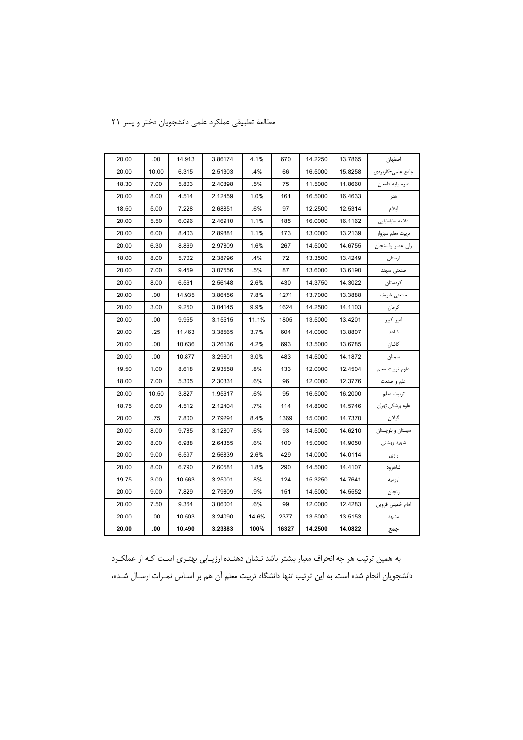| 20.00 | .00 | 14.913 | 3.86174 | 4.1% | 670 | 14.2250 | 13.7865 | اصفهان |
|---|---|---|---|---|---|---|---|---|
| 20.00 | 10.00 | 6.315 | 2.51303 | .4% | 66 | 16.5000 | 15.8258 | جامع علمی-کاربردی |
| 18.30 | 7.00 | 5.803 | 2.40898 | .5% | 75 | 11.5000 | 11.8660 | علوم پایه دامغان |
| 20.00 | 8.00 | 4.514 | 2.12459 | 1.0% | 161 | 16.5000 | 16.4633 | هنر |
| 18.50 | 5.00 | 7.228 | 2.68851 | .6% | 97 | 12.2500 | 12.5314 | ایلام |
| 20.00 | 5.50 | 6.096 | 2.46910 | 1.1% | 185 | 16.0000 | 16.1162 | علامه طباطبایی |
| 20.00 | 6.00 | 8.403 | 2.89881 | 1.1% | 173 | 13.0000 | 13.2139 | تربیت معلم سبزوار |
| 20.00 | 6.30 | 8.869 | 2.97809 | 1.6% | 267 | 14.5000 | 14.6755 | ولی عصر رفسنجان |
| 18.00 | 8.00 | 5.702 | 2.38796 | .4% | 72 | 13.3500 | 13.4249 | لرستان |
| 20.00 | 7.00 | 9.459 | 3.07556 | .5% | 87 | 13.6000 | 13.6190 | صنعتی سهند |
| 20.00 | 8.00 | 6.561 | 2.56148 | 2.6% | 430 | 14.3750 | 14.3022 | کردستان |
| 20.00 | .00 | 14.935 | 3.86456 | 7.8% | 1271 | 13.7000 | 13.3888 | صنعتی شریف |
| 20.00 | 3.00 | 9.250 | 3.04145 | 9.9% | 1624 | 14.2500 | 14.1103 | کرمان |
| 20.00 | .00 | 9.955 | 3.15515 | 11.1% | 1805 | 13.5000 | 13.4201 | امیر کبیر |
| 20.00 | .25 | 11.463 | 3.38565 | 3.7% | 604 | 14.0000 | 13.8807 | شاهد |
| 20.00 | .00 | 10.636 | 3.26136 | 4.2% | 693 | 13.5000 | 13.6785 | کاشان |
| 20.00 | .00 | 10.877 | 3.29801 | 3.0% | 483 | 14.5000 | 14.1872 | سمنان |
| 19.50 | 1.00 | 8.618 | 2.93558 | .8% | 133 | 12.0000 | 12.4504 | علوم تربیت معلم |
| 18.00 | 7.00 | 5.305 | 2.30331 | .6% | 96 | 12.0000 | 12.3776 | علم و صنعت |
| 20.00 | 10.50 | 3.827 | 1.95617 | .6% | 95 | 16.5000 | 16.2000 | تربیت معلم |
| 18.75 | 6.00 | 4.512 | 2.12404 | .7% | 114 | 14.8000 | 14.5746 | علوم پزشکی تهران |
| 20.00 | .75 | 7.800 | 2.79291 | 8.4% | 1369 | 15.0000 | 14.7370 | گیلان |
| 20.00 | 8.00 | 9.785 | 3.12807 | .6% | 93 | 14.5000 | 14.6210 | سیستان و بلوچستان |
| 20.00 | 8.00 | 6.988 | 2.64355 | .6% | 100 | 15.0000 | 14.9050 | شهید بهشتی |
| 20.00 | 9.00 | 6.597 | 2.56839 | 2.6% | 429 | 14.0000 | 14.0114 | رازی |
| 20.00 | 8.00 | 6.790 | 2.60581 | 1.8% | 290 | 14.5000 | 14.4107 | شاهرود |
| 19.75 | 3.00 | 10.563 | 3.25001 | .8% | 124 | 15.3250 | 14.7641 | ارومیه |
| 20.00 | 9.00 | 7.829 | 2.79809 | .9% | 151 | 14.5000 | 14.5552 | زنجان |
| 20.00 | 7.50 | 9.364 | 3.06001 | .6% | 99 | 12.0000 | 12.4283 | امام خمینی قزوین |
| 20.00 | .00 | 10.503 | 3.24090 | 14.6% | 2377 | 13.5000 | 13.5153 | مشهد |
| **20.00** | **.00** | **10.490** | **3.23883** | **100%** | **16327** | **14.2500** | **14.0822** | **جمع** |

به همین ترتیب هر چه انحراف معیار بیشتر باشد نشان دهنده ارزیابی بهتری است که از عملکرد دانشجویان انجام شده است. به این ترتیب تنها دانشگاه تربیت معلم آن هم بر اساس نمرات ارسال شده،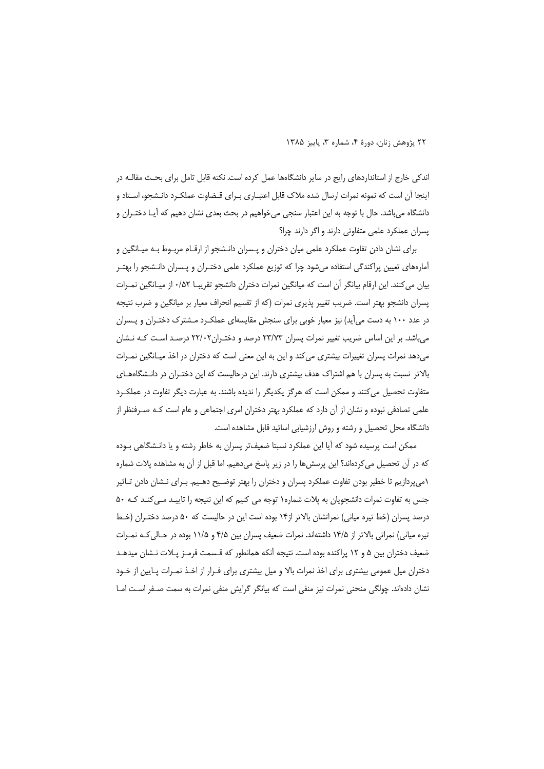اندکی خارج از استانداردهای رایج در سایر دانشگاه‌ها عمل کرده است. نکته قابل تامل برای بحث مقالـه در اینجا آن است که نمونه نمرات ارسال شده ملاک قابل اعتبـاری بـرای قـضاوت عملکـرد دانـشجو، اسـتاد و دانشگاه می‌باشد. حال با توجه به این اعتبار سنجی می‌خواهیم در بحث بعدی نشان دهیم که آیـا دختـران و پسران عملکرد علمی متفاوتی دارند و اگر دارند چرا؟

برای نشان دادن تفاوت عملکرد علمی میان دختران و پـسران دانـشجو از ارقـام مربـوط بـه میـانگین و آماره‌های تعیین پراکندگی استفاده می‌شود چرا که توزیع عملکرد علمی دختـران و پـسران دانـشجو را بهتـر بیان می‌کنند. این ارقام بیانگر آن است که میانگین نمرات دختران دانشجو تقریبـا ۰/۵۲ از میـانگین نمـرات پسران دانشجو بهتر است. ضریب تغییر پذیری نمرات (که از تقسیم انحراف معیار بر میانگین و ضرب نتیجه در عدد ۱۰۰ به دست می‌آید) نیز معیار خوبی برای سنجش مقایسه‌ای عملکـرد مـشترک دختـران و پـسران می‌باشد. بر این اساس ضریب تغییر نمرات پسران ۲۳/۷۳ درصد و دختـران۲۲/۰۲ درصـد اسـت کـه نـشان می‌دهد نمرات پسران تغییرات بیشتری می‌کند و این به این معنی است که دختران در اخذ میـانگین نمـرات بالاتر نسبت به پسران با هم اشتراک هدف بیشتری دارند. این درحالیست که این دختـران در دانـشگاه‌هـای متفاوت تحصیل می‌کنند و ممکن است که هرگز یکدیگر را ندیده باشند. به عبارت دیگر تفاوت در عملکـرد علمی تصادفی نبوده و نشان از آن دارد که عملکرد بهتر دختران امری اجتماعی و عام است کـه صـرفنظر از دانشگاه محل تحصیل و رشته و روش ارزشیابی اساتید قابل مشاهده است.

ممکن است پرسیده شود که آیا این عملکرد نسبتا ضعیف‌تر پسران به خاطر رشته و یا دانـشگاهی بـوده که در آن تحصیل می‌کرده‌اند؟ این پرسش‌ها را در زیر پاسخ می‌دهیم. اما قبل از آن به مشاهده پلات شماره ۱می‌پردازیم تا خطیر بودن تفاوت عملکرد پسران و دختران را بهتر توضـیح دهـیم. بـرای نـشان دادن تـاثیر جنس به تفاوت نمرات دانشجویان به پلات شماره۱ توجه می کنیم که این نتیجه را تاییـد مـی‌کنـد کـه ۵۰ درصد پسران (خط تیره میانی) نمراتشان بالاتر از۱۴ بوده است این در حالیست که ۵۰ درصد دختـران (خـط تیره میانی) نمراتی بالاتر از ۱۴/۵ داشته‌اند. نمرات ضعیف پسران بین ۴/۵ و ۱۱/۵ بوده در حـالی‌کـه نمـرات ضعیف دختران بین ۵ و ۱۲ پراکنده بوده است. نتیجه آنکه همانطور که قـسمت قرمـز پـلات نـشان میدهـد دختران میل عمومی بیشتری برای اخذ نمرات بالا و میل بیشتری برای فـرار از اخـذ نمـرات پـایین از خـود نشان داده‌اند. چولگی منحنی نمرات نیز منفی است که بیانگر گرایش منفی نمرات به سمت صـفر اسـت امـا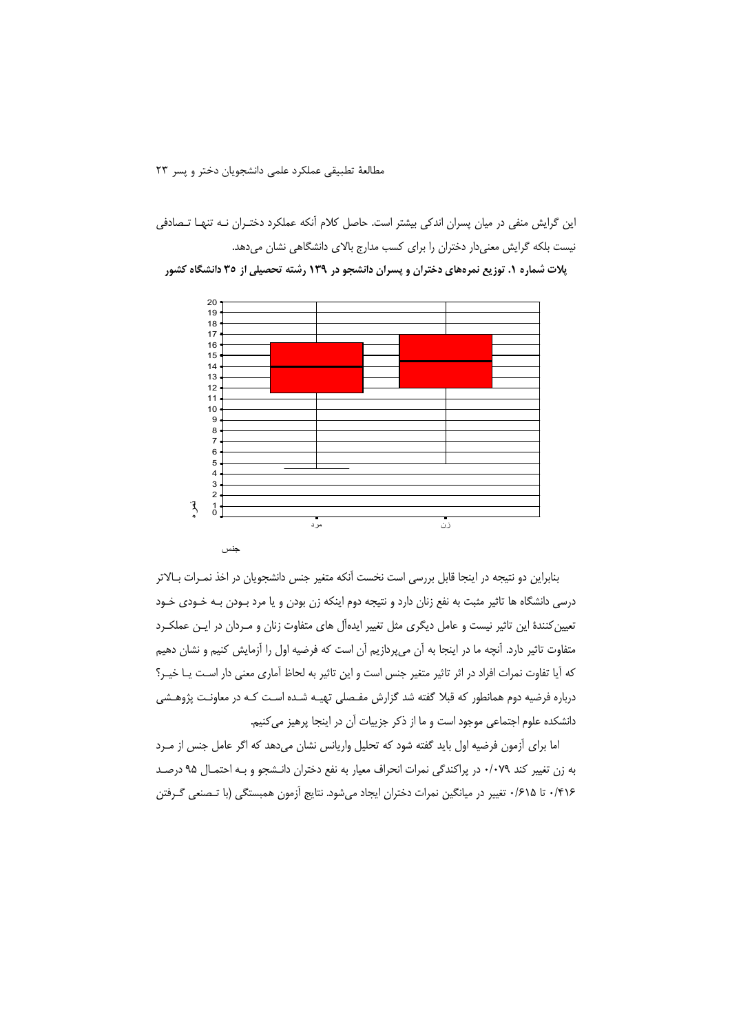این گرایش منفی در میان پسران اندکی بیشتر است. حاصل کلام آنکه عملکرد دختران نـه تنهـا تـصادفی نیست بلکه گرایش معنی‌دار دختران را برای کسب مدارج بالای دانشگاهی نشان می‌دهد.

**پلات شماره ۱. توزیع نمره‌های دختران و پسران دانشجو در ۱۳۹ رشته تحصیلی از ۳۵ دانشگاه کشور**

بنابراین دو نتیجه در اینجا قابل بررسی است نخست آنکه متغیر جنس دانشجویان در اخذ نمـرات بـالاتر درسی دانشگاه ها تاثیر مثبت به نفع زنان دارد و نتیجه دوم اینکه زن بودن و یا مرد بـودن بـه خـودی خـود تعیین‌کنندهٔ این تاثیر نیست و عامل دیگری مثل تغییر ایده‌آل های متفاوت زنان و مـردان در ایـن عملکـرد متفاوت تاثیر دارد. آنچه ما در اینجا به آن می‌پردازیم آن است که فرضیه اول را آزمایش کنیم و نشان دهیم که آیا تفاوت نمرات افراد در اثر تاثیر متغیر جنس است و این تاثیر به لحاظ آماری معنی دار اسـت یـا خیـر؟ درباره فرضیه دوم همانطور که قبلا گفته شد گزارش مفـصلی تهیـه شـده اسـت کـه در معاونـت پژوهـشی دانشکده علوم اجتماعی موجود است و ما از ذکر جزییات آن در اینجا پرهیز می‌کنیم.

اما برای آزمون فرضیه اول باید گفته شود که تحلیل واریانس نشان می‌دهد که اگر عامل جنس از مـرد به زن تغییر کند ۰/۰۷۹ در پراکندگی نمرات انحراف معیار به نفع دختران دانـشجو و بـه احتمـال ۹۵ درصـد ۰/۴۱۶ تا ۰/۶۱۵ تغییر در میانگین نمرات دختران ایجاد می‌شود. نتایج آزمون همبستگی (با تـصنعی گـرفتن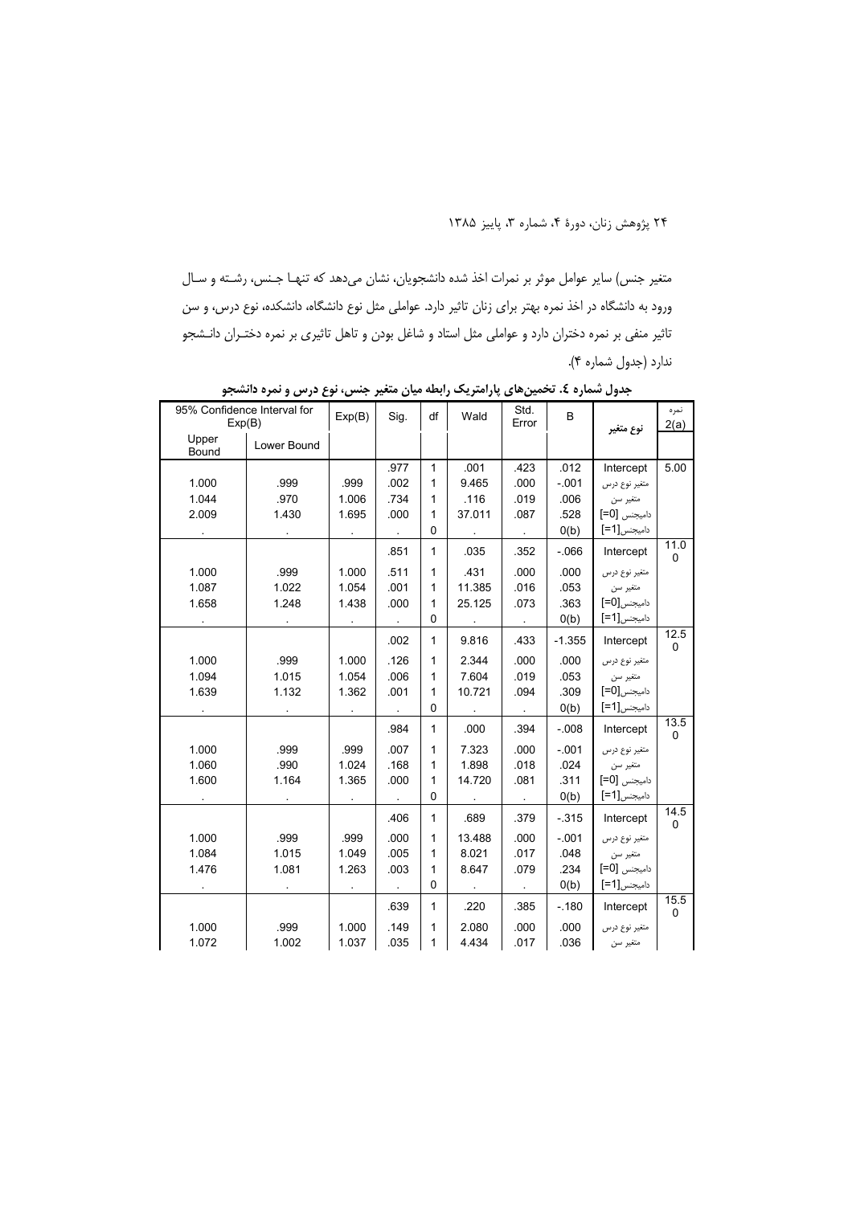متغیر جنس) سایر عوامل موثر بر نمرات اخذ شده دانشجویان، نشان می‌دهد که تنها جنس، رشته و سال ورود به دانشگاه در اخذ نمره بهتر برای زنان تاثیر دارد. عواملی مثل نوع دانشگاه، دانشکده، نوع درس، و سن تاثیر منفی بر نمره دختران دارد و عواملی مثل استاد و شاغل بودن و تاهل تاثیری بر نمره دختران دانشجو ندارد (جدول شماره ۴).

**جدول شماره ٤. تخمین‌های پارامتریک رابطه میان متغیر جنس، نوع درس و نمره دانشجو**

| 95% Confidence Interval for Exp(B) | | Exp(B) | Sig. | df | Wald | Std. Error | B | نوع متغیر | نمره 2(a) |
|---|---|---|---|---|---|---|---|---|---|
| Upper Bound | Lower Bound | | | | | | | | |
| | | | .977 | 1 | .001 | .423 | .012 | Intercept | 5.00 |
| 1.000 | .999 | .999 | .002 | 1 | 9.465 | .000 | -.001 | متغیر نوع درس | |
| 1.044 | .970 | 1.006 | .734 | 1 | .116 | .019 | .006 | متغیر سن | |
| 2.009 | 1.430 | 1.695 | .000 | 1 | 37.011 | .087 | .528 | دامیجنس [0=] | |
| . | . | . | . | 0 | . | . | 0(b) | دامیجنس[1=] | |
| | | | .851 | 1 | .035 | .352 | -.066 | Intercept | 11.00 |
| 1.000 | .999 | 1.000 | .511 | 1 | .431 | .000 | .000 | متغیر نوع درس | |
| 1.087 | 1.022 | 1.054 | .001 | 1 | 11.385 | .016 | .053 | متغیر سن | |
| 1.658 | 1.248 | 1.438 | .000 | 1 | 25.125 | .073 | .363 | دامیجنس[0=] | |
| . | . | . | . | 0 | . | . | 0(b) | دامیجنس[1=] | |
| | | | .002 | 1 | 9.816 | .433 | -1.355 | Intercept | 12.50 |
| 1.000 | .999 | 1.000 | .126 | 1 | 2.344 | .000 | .000 | متغیر نوع درس | |
| 1.094 | 1.015 | 1.054 | .006 | 1 | 7.604 | .019 | .053 | متغیر سن | |
| 1.639 | 1.132 | 1.362 | .001 | 1 | 10.721 | .094 | .309 | دامیجنس[0=] | |
| . | . | . | . | 0 | . | . | 0(b) | دامیجنس[1=] | |
| | | | .984 | 1 | .000 | .394 | -.008 | Intercept | 13.50 |
| 1.000 | .999 | .999 | .007 | 1 | 7.323 | .000 | -.001 | متغیر نوع درس | |
| 1.060 | .990 | 1.024 | .168 | 1 | 1.898 | .018 | .024 | متغیر سن | |
| 1.600 | 1.164 | 1.365 | .000 | 1 | 14.720 | .081 | .311 | دامیجنس [0=] | |
| . | . | . | . | 0 | . | . | 0(b) | دامیجنس[1=] | |
| | | | .406 | 1 | .689 | .379 | -.315 | Intercept | 14.50 |
| 1.000 | .999 | .999 | .000 | 1 | 13.488 | .000 | -.001 | متغیر نوع درس | |
| 1.084 | 1.015 | 1.049 | .005 | 1 | 8.021 | .017 | .048 | متغیر سن | |
| 1.476 | 1.081 | 1.263 | .003 | 1 | 8.647 | .079 | .234 | دامیجنس [0=] | |
| . | . | . | . | 0 | . | . | 0(b) | دامیجنس[1=] | |
| | | | .639 | 1 | .220 | .385 | -.180 | Intercept | 15.50 |
| 1.000 | .999 | 1.000 | .149 | 1 | 2.080 | .000 | .000 | متغیر نوع درس | |
| 1.072 | 1.002 | 1.037 | .035 | 1 | 4.434 | .017 | .036 | متغیر سن | |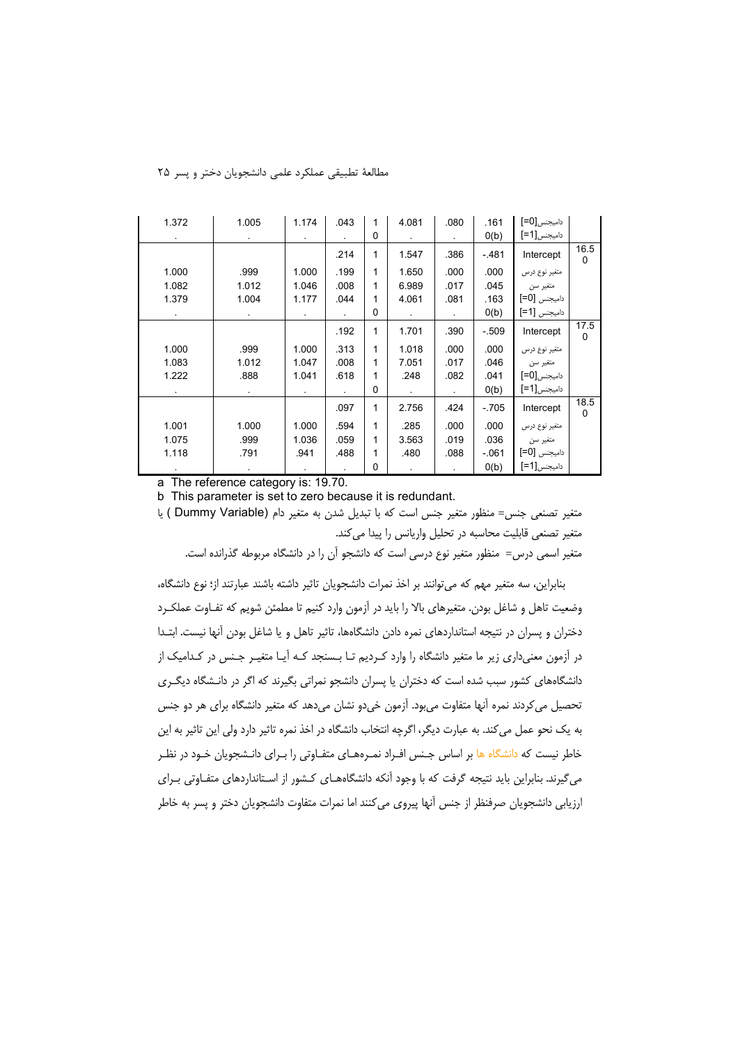| | | | | | | | | | |
|---|---|---|---|---|---|---|---|---|---|
| 1.372 | 1.005 | 1.174 | .043 | 1 | 4.081 | .080 | .161 | دامیجنس[0=] | |
| . | . | . | . | 0 | . | . | 0(b) | دامیجنس[1=] | |
| | | | .214 | 1 | 1.547 | .386 | -.481 | Intercept | 16.50 |
| 1.000 | .999 | 1.000 | .199 | 1 | 1.650 | .000 | .000 | متغیر نوع درس | |
| 1.082 | 1.012 | 1.046 | .008 | 1 | 6.989 | .017 | .045 | متغیر سن | |
| 1.379 | 1.004 | 1.177 | .044 | 1 | 4.061 | .081 | .163 | دامیجنس [0=] | |
| . | . | . | . | 0 | . | . | 0(b) | دامیجنس [1=] | |
| | | | .192 | 1 | 1.701 | .390 | -.509 | Intercept | 17.50 |
| 1.000 | .999 | 1.000 | .313 | 1 | 1.018 | .000 | .000 | متغیر نوع درس | |
| 1.083 | 1.012 | 1.047 | .008 | 1 | 7.051 | .017 | .046 | متغیر سن | |
| 1.222 | .888 | 1.041 | .618 | 1 | .248 | .082 | .041 | دامیجنس[0=] | |
| . | . | . | . | 0 | . | . | 0(b) | دامیجنس[1=] | |
| | | | .097 | 1 | 2.756 | .424 | -.705 | Intercept | 18.50 |
| 1.001 | 1.000 | 1.000 | .594 | 1 | .285 | .000 | .000 | متغیر نوع درس | |
| 1.075 | .999 | 1.036 | .059 | 1 | 3.563 | .019 | .036 | متغیر سن | |
| 1.118 | .791 | .941 | .488 | 1 | .480 | .088 | -.061 | دامیجنس [0=] | |
| . | . | . | . | 0 | . | . | 0(b) | دامیجنس[1=] | |

a The reference category is: 19.70.

b This parameter is set to zero because it is redundant.

متغیر تصنعی جنس= منظور متغیر جنس است که با تبدیل شدن به متغیر دام (Dummy Variable) یا متغیر تصنعی قابلیت محاسبه در تحلیل واریانس را پیدا می‌کند.

متغیر اسمی درس= منظور متغیر نوع درسی است که دانشجو آن را در دانشگاه مربوطه گذرانده است.

بنابراین، سه متغیر مهم که می‌توانند بر اخذ نمرات دانشجویان تاثیر داشته باشند عبارتند از؛ نوع دانشگاه، وضعیت تاهل و شاغل بودن. متغیرهای بالا را باید در آزمون وارد کنیم تا مطمئن شویم که تفاوت عملکرد دختران و پسران در نتیجه استانداردهای نمره دادن دانشگاه‌ها، تاثیر تاهل و یا شاغل بودن آنها نیست. ابتدا در آزمون معنی‌داری زیر ما متغیر دانشگاه را وارد کردیم تا بسنجد که آیا متغیر جنس در کدامیک از دانشگاه‌های کشور سبب شده است که دختران یا پسران دانشجو نمراتی بگیرند که اگر در دانشگاه دیگری تحصیل می‌کردند نمره آنها متفاوت می‌بود. آزمون خی‌دو نشان می‌دهد که متغیر دانشگاه برای هر دو جنس به یک نحو عمل می‌کند. به عبارت دیگر، اگرچه انتخاب دانشگاه در اخذ نمره تاثیر دارد ولی این تاثیر به این خاطر نیست که دانشگاه ها بر اساس جنس افراد نمره‌های متفاوتی را برای دانشجویان خود در نظر می‌گیرند. بنابراین باید نتیجه گرفت که با وجود آنکه دانشگاه‌های کشور از استانداردهای متفاوتی برای ارزیابی دانشجویان صرفنظر از جنس آنها پیروی می‌کنند اما نمرات متفاوت دانشجویان دختر و پسر به خاطر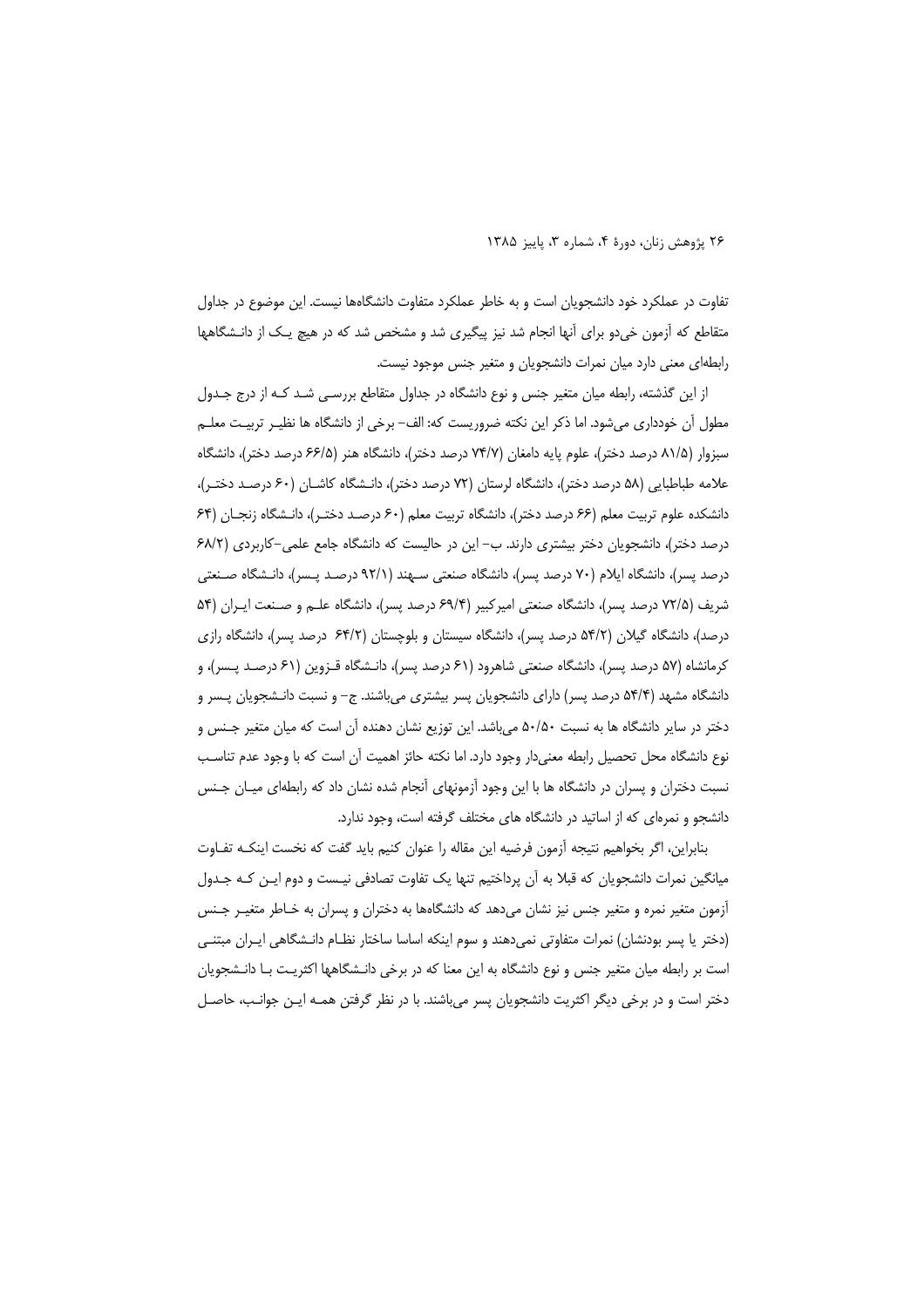تفاوت در عملکرد خود دانشجویان است و به خاطر عملکرد متفاوت دانشگاه‌ها نیست. این موضوع در جداول متقاطع که آزمون خی‌دو برای آنها انجام شد نیز پیگیری شد و مشخص شد که در هیچ یـک از دانـشگاهها رابطه‌ای معنی دارد میان نمرات دانشجویان و متغیر جنس موجود نیست.

از این گذشته، رابطه میان متغیر جنس و نوع دانشگاه در جداول متقاطع بررسـی شـد کـه از درج جـدول مطول آن خودداری می‌شود. اما ذکر این نکته ضروریست که: الف– برخی از دانشگاه ها نظیـر تربیـت معلـم سبزوار (۸۱/۵ درصد دختر)، علوم پایه دامغان (۷۴/۷ درصد دختر)، دانشگاه هنر (۶۶/۵ درصد دختر)، دانشگاه علامه طباطبایی (۵۸ درصد دختر)، دانشگاه لرستان (۷۲ درصد دختر)، دانـشگاه کاشـان (۶۰ درصـد دختـر)، دانشکده علوم تربیت معلم (۶۶ درصد دختر)، دانشگاه تربیت معلم (۶۰ درصـد دختـر)، دانـشگاه زنجـان (۶۴ درصد دختر)، دانشجویان دختر بیشتری دارند. ب– این در حالیست که دانشگاه جامع علمی–کاربردی (۶۸/۲ درصد پسر)، دانشگاه ایلام (۷۰ درصد پسر)، دانشگاه صنعتی سـهند (۹۲/۱ درصـد پـسر)، دانـشگاه صـنعتی شریف (۷۲/۵ درصد پسر)، دانشگاه صنعتی امیرکبیر (۶۹/۴ درصد پسر)، دانشگاه علـم و صـنعت ایـران (۵۴ درصد)، دانشگاه گیلان (۵۴/۲ درصد پسر)، دانشگاه سیستان و بلوچستان (۶۴/۲ درصد پسر)، دانشگاه رازی کرمانشاه (۵۷ درصد پسر)، دانشگاه صنعتی شاهرود (۶۱ درصد پسر)، دانـشگاه قـزوین (۶۱ درصـد پـسر)، و دانشگاه مشهد (۵۴/۴ درصد پسر) دارای دانشجویان پسر بیشتری می‌باشند. ج– و نسبت دانـشجویان پـسر و دختر در سایر دانشگاه ها به نسبت ۵۰/۵۰ می‌باشد. این توزیع نشان دهنده آن است که میان متغیر جـنس و نوع دانشگاه محل تحصیل رابطه معنی‌دار وجود دارد. اما نکته حائز اهمیت آن است که با وجود عدم تناسـب نسبت دختران و پسران در دانشگاه ها با این وجود آزمونهای آنجام شده نشان داد که رابطه‌ای میـان جـنس دانشجو و نمره‌ای که از اساتید در دانشگاه های مختلف گرفته است، وجود ندارد.

بنابراین، اگر بخواهیم نتیجه آزمون فرضیه این مقاله را عنوان کنیم باید گفت که نخست اینکـه تفـاوت میانگین نمرات دانشجویان که قبلا به آن پرداختیم تنها یک تفاوت تصادفی نیـست و دوم ایـن کـه جـدول آزمون متغیر نمره و متغیر جنس نیز نشان می‌دهد که دانشگاه‌ها به دختران و پسران به خـاطر متغیـر جـنس (دختر یا پسر بودنشان) نمرات متفاوتی نمی‌دهند و سوم اینکه اساسا ساختار نظـام دانـشگاهی ایـران مبتنـی است بر رابطه میان متغیر جنس و نوع دانشگاه به این معنا که در برخی دانـشگاهها اکثریـت بـا دانـشجویان دختر است و در برخی دیگر اکثریت دانشجویان پسر می‌باشند. با در نظر گرفتن همـه ایـن جوانـب، حاصـل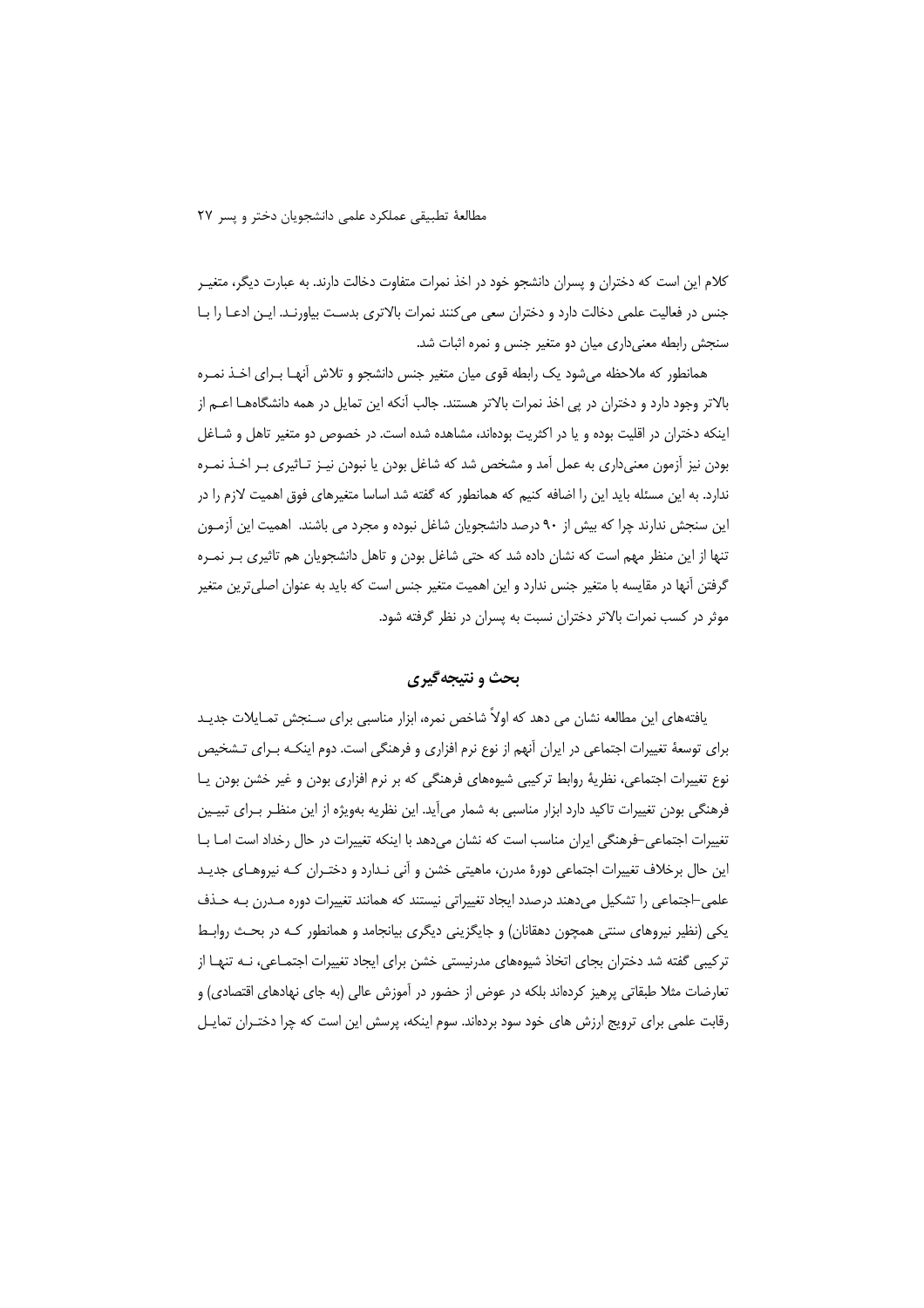کلام این است که دختران و پسران دانشجو خود در اخذ نمرات متفاوت دخالت دارند. به عبارت دیگر، متغیـر جنس در فعالیت علمی دخالت دارد و دختران سعی می‌کنند نمرات بالاتری بدسـت بیاورنـد. ایـن ادعـا را بـا سنجش رابطه معنی‌داری میان دو متغیر جنس و نمره اثبات شد.

همانطور که ملاحظه می‌شود یک رابطه قوی میان متغیر جنس دانشجو و تلاش آنهـا بـرای اخـذ نمـره بالاتر وجود دارد و دختران در پی اخذ نمرات بالاتر هستند. جالب آنکه این تمایل در همه دانشگاههـا اعـم از اینکه دختران در اقلیت بوده و یا در اکثریت بوده‌اند، مشاهده شده است. در خصوص دو متغیر تاهل و شـاغل بودن نیز آزمون معنی‌داری به عمل آمد و مشخص شد که شاغل بودن یا نبودن نیـز تـاثیری بـر اخـذ نمـره ندارد. به این مسئله باید این را اضافه کنیم که همانطور که گفته شد اساسا متغیرهای فوق اهمیت لازم را در این سنجش ندارند چرا که بیش از ۹۰ درصد دانشجویان شاغل نبوده و مجرد می باشند. اهمیت این آزمـون تنها از این منظر مهم است که نشان داده شد که حتی شاغل بودن و تاهل دانشجویان هم تاثیری بـر نمـره گرفتن آنها در مقایسه با متغیر جنس ندارد و این اهمیت متغیر جنس است که باید به عنوان اصلی‌ترین متغیر موثر در کسب نمرات بالاتر دختران نسبت به پسران در نظر گرفته شود.

## بحث و نتیجه‌گیری

یافته‌های این مطالعه نشان می دهد که اولاً شاخص نمره، ابزار مناسبی برای سـنجش تمـایلات جدیـد برای توسعهٔ تغییرات اجتماعی در ایران آنهم از نوع نرم افزاری و فرهنگی است. دوم اینکـه بـرای تـشخیص نوع تغییرات اجتماعی، نظریهٔ روابط ترکیبی شیوه‌های فرهنگی که بر نرم افزاری بودن و غیر خشن بودن یـا فرهنگی بودن تغییرات تاکید دارد ابزار مناسبی به شمار می‌آید. این نظریه به‌ویژه از این منظـر بـرای تبیـین تغییرات اجتماعی–فرهنگی ایران مناسب است که نشان می‌دهد با اینکه تغییرات در حال رخداد است امـا بـا این حال برخلاف تغییرات اجتماعی دورهٔ مدرن، ماهیتی خشن و آنی نـدارد و دختـران کـه نیروهـای جدیـد علمی–اجتماعی را تشکیل می‌دهند درصدد ایجاد تغییراتی نیستند که همانند تغییرات دوره مـدرن بـه حـذف یکی (نظیر نیروهای سنتی همچون دهقانان) و جایگزینی دیگری بیانجامد و همانطور کـه در بحـث روابـط ترکیبی گفته شد دختران بجای اتخاذ شیوه‌های مدرنیستی خشن برای ایجاد تغییرات اجتمـاعی، نـه تنهـا از تعارضات مثلا طبقاتی پرهیز کرده‌اند بلکه در عوض از حضور در آموزش عالی (به جای نهادهای اقتصادی) و رقابت علمی برای ترویج ارزش های خود سود برده‌اند. سوم اینکه، پرسش این است که چرا دختـران تمایـل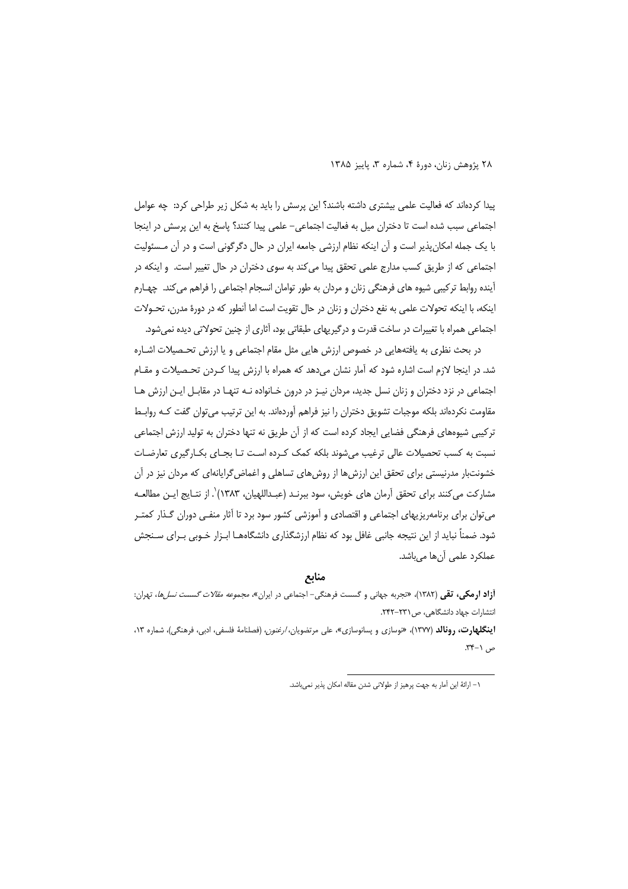پیدا کرده‌اند که فعالیت علمی بیشتری داشته باشند؟ این پرسش را باید به شکل زیر طراحی کرد: چه عوامل اجتماعی سبب شده است تا دختران میل به فعالیت اجتماعی- علمی پیدا کنند؟ پاسخ به این پرسش در اینجا با یک جمله امکان‌پذیر است و آن اینکه نظام ارزشی جامعه ایران در حال دگرگونی است و در آن مسئولیت اجتماعی که از طریق کسب مدارج علمی تحقق پیدا می‌کند به سوی دختران در حال تغییر است. و اینکه در آینده روابط ترکیبی شیوه های فرهنگی زنان و مردان به طور توامان انسجام اجتماعی را فراهم می‌کند. چهارم اینکه، با اینکه تحولات علمی به نفع دختران و زنان در حال تقویت است اما آنطور که در دورهٔ مدرن، تحولات اجتماعی همراه با تغییرات در ساخت قدرت و درگیریهای طبقاتی بود، آثاری از چنین تحولاتی دیده نمی‌شود.

در بحث نظری به یافته‌هایی در خصوص ارزش هایی مثل مقام اجتماعی و یا ارزش تحصیلات اشاره شد. در اینجا لازم است اشاره شود که آمار نشان می‌دهد که همراه با ارزش پیدا کردن تحصیلات و مقام اجتماعی در نزد دختران و زنان نسل جدید، مردان نیز در درون خانواده نه تنها در مقابل این ارزش ها مقاومت نکرده‌اند بلکه موجبات تشویق دختران را نیز فراهم آورده‌اند. به این ترتیب می‌توان گفت که روابط ترکیبی شیوه‌های فرهنگی فضایی ایجاد کرده است که از آن طریق نه تنها دختران به تولید ارزش اجتماعی نسبت به کسب تحصیلات عالی ترغیب می‌شوند بلکه کمک کرده است تا بجای بکارگیری تعارضات خشونت‌بار مدرنیستی برای تحقق این ارزش‌ها از روش‌های تساهلی و اغماض‌گرایانه‌ای که مردان نیز در آن مشارکت می‌کنند برای تحقق آرمان های خویش، سود ببرند (عبداللهیان، ۱۳۸۳)[1]. از نتایج این مطالعه می‌توان برای برنامه‌ریزیهای اجتماعی و اقتصادی و آموزشی کشور سود برد تا آثار منفی دوران گذار کمتر شود. ضمناً نباید از این نتیجه جانبی غافل بود که نظام ارزشگذاری دانشگاهها ابزار خوبی برای سنجش عملکرد علمی آن‌ها می‌باشد.

## منابع

**آزاد ارمکی، تقی** (۱۳۸۲)، «تجربه جهانی و گسست فرهنگی- اجتماعی در ایران»، *مجموعه مقالات گسست نسل‌ها*، تهران: انتشارات جهاد دانشگاهی، ص۲۳۱-۲۴۲.

**اینگلهارت، رونالد** (۱۳۷۷)، «نوسازی و پسانوسازی»، علی مرتضویان، *ارغنون*، (فصلنامهٔ فلسفی، ادبی، فرهنگی)، شماره ۱۳، ص ۱-۳۴.

---

[1] ارائهٔ این آمار به جهت پرهیز از طولانی شدن مقاله امکان پذیر نمی‌باشد.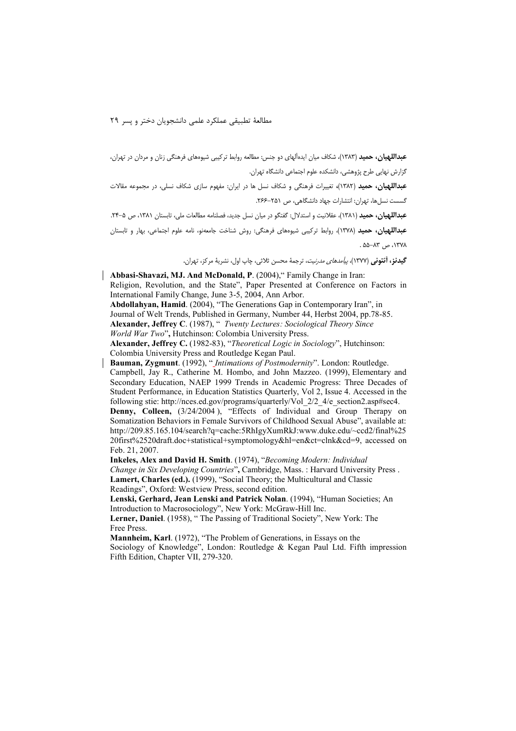**عبداللهیان، حمید** (۱۳۸۳)، شکاف میان ایده‌آلهای دو جنس: مطالعه روابط ترکیبی شیوه‌های فرهنگی زنان و مردان در تهران، گزارش نهایی طرح پژوهشی، دانشکده علوم اجتماعی دانشگاه تهران.

**عبداللهیان، حمید** (۱۳۸۲)، تغییرات فرهنگی و شکاف نسل ها در ایران: مفهوم سازی شکاف نسلی، در مجموعه مقالات گسست نسل‌ها، تهران: انتشارات جهاد دانشگاهی، ص ۲۵۱–۲۶۶.

**عبداللهیان، حمید** (۱۳۸۱)، عقلانیت و استدلال: گفتگو در میان نسل جدید، فصلنامه مطالعات ملی، تابستان ۱۳۸۱، ص ۵–۲۴.

**عبداللهیان، حمید** (۱۳۷۸)، روابط ترکیبی شیوه‌های فرهنگی: روش شناخت جامعه‌نو، نامه علوم اجتماعی، بهار و تابستان ۱۳۷۸، ص ۸۳–۵۵ .

**گیدنز، آنتونی** (۱۳۷۷)، *پیآمدهای مدرنیت*، ترجمهٔ محسن ثلاثی، چاپ اول، نشریهٔ مرکز، تهران.

**Abbasi-Shavazi, MJ. And McDonald, P**. (2004)," Family Change in Iran: Religion, Revolution, and the State", Paper Presented at Conference on Factors in International Family Change, June 3-5, 2004, Ann Arbor.

**Abdollahyan, Hamid**. (2004), "The Generations Gap in Contemporary Iran", in Journal of Welt Trends, Published in Germany, Number 44, Herbst 2004, pp.78-85.

**Alexander, Jeffrey C**. (1987), " *Twenty Lectures: Sociological Theory Since World War Two*", Hutchinson: Colombia University Press.

**Alexander, Jeffrey C.** (1982-83), "*Theoretical Logic in Sociology*", Hutchinson: Colombia University Press and Routledge Kegan Paul.

**Bauman, Zygmunt**. (1992), " *Intimations of Postmodernity*". London: Routledge.

Campbell, Jay R., Catherine M. Hombo, and John Mazzeo. (1999), Elementary and Secondary Education, NAEP 1999 Trends in Academic Progress: Three Decades of Student Performance, in Education Statistics Quarterly, Vol 2, Issue 4. Accessed in the following stie: http://nces.ed.gov/programs/quarterly/Vol_2/2_4/e_section2.asp#sec4.

**Denny, Colleen,** (3/24/2004 ), "Effects of Individual and Group Therapy on Somatization Behaviors in Female Survivors of Childhood Sexual Abuse", available at: http://209.85.165.104/search?q=cache:5RhIgyXumRkJ:www.duke.edu/~ccd2/final%2520first%2520draft.doc+statistical+symptomology&hl=en&ct=clnk&cd=9, accessed on Feb. 21, 2007.

**Inkeles, Alex and David H. Smith**. (1974), "*Becoming Modern: Individual Change in Six Developing Countries*"**,** Cambridge, Mass. : Harvard University Press .

**Lamert, Charles (ed.).** (1999), "Social Theory; the Multicultural and Classic Readings", Oxford: Westview Press, second edition.

**Lenski, Gerhard, Jean Lenski and Patrick Nolan**. (1994), "Human Societies; An Introduction to Macrosociology", New York: McGraw-Hill Inc.

**Lerner, Daniel**. (1958), " The Passing of Traditional Society", New York: The Free Press.

**Mannheim, Karl**. (1972), "The Problem of Generations, in Essays on the Sociology of Knowledge", London: Routledge & Kegan Paul Ltd. Fifth impression Fifth Edition, Chapter VII, 279-320.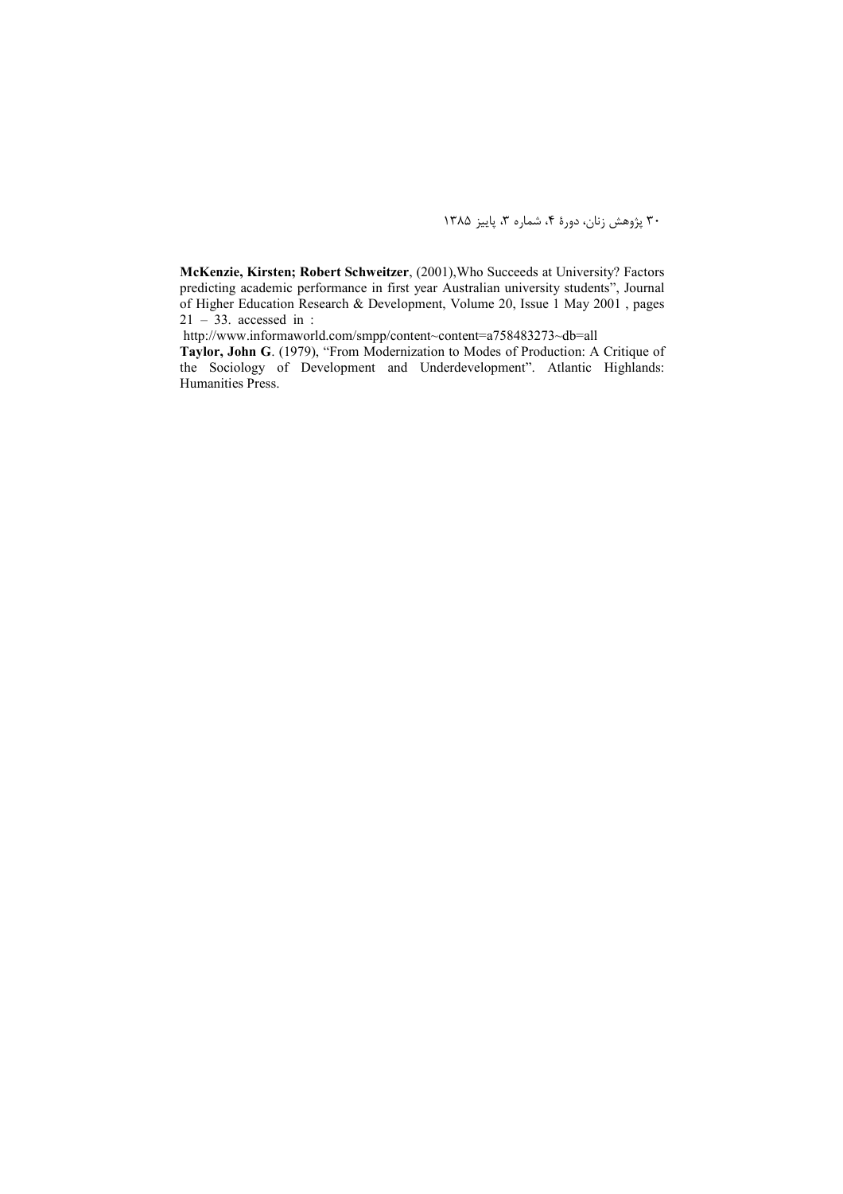**McKenzie, Kirsten; Robert Schweitzer**, (2001),Who Succeeds at University? Factors predicting academic performance in first year Australian university students", Journal of Higher Education Research & Development, Volume 20, Issue 1 May 2001 , pages 21 – 33. accessed in :

http://www.informaworld.com/smpp/content~content=a758483273~db=all

**Taylor, John G**. (1979), "From Modernization to Modes of Production: A Critique of the Sociology of Development and Underdevelopment". Atlantic Highlands: Humanities Press.